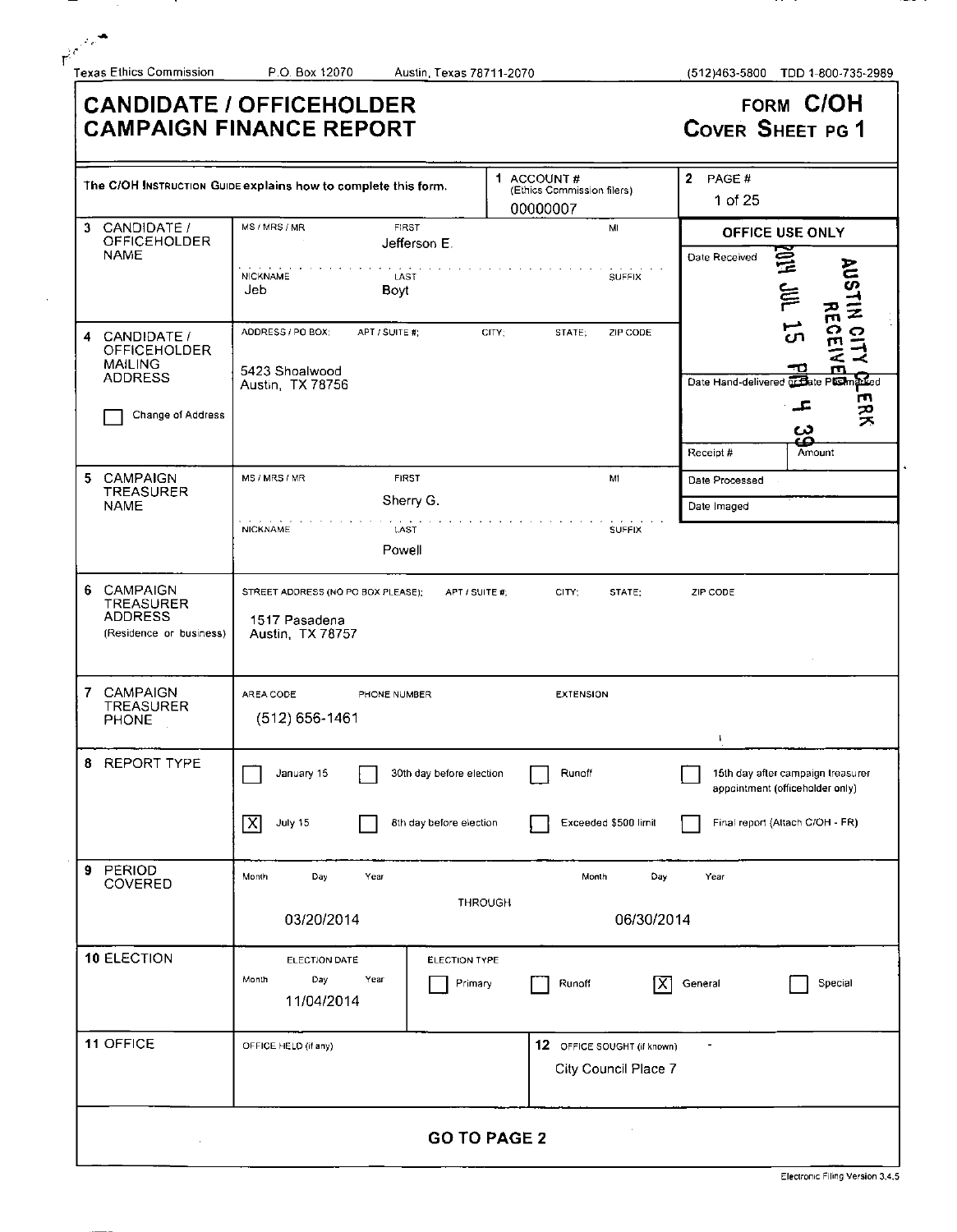Texas Ethics Commission P.O. Box 12070 Austin, Texas 78711-2070 (512)463-5800 TDD 1-800-735-2989

# CANDIDATE / OFFICEHOLDER CAMPAIGN FINANCE REPORT

**FORM C/OH**
**COVER SHEET PG 1**

| | | |
|---|---|---|
| The C/OH INSTRUCTION GUIDE explains how to complete this form. | 1 ACCOUNT # (Ethics Commission filers) 00000007 | 2 PAGE # 1 of 25 |

| Field | Details |
|---|---|
| 3 CANDIDATE / OFFICEHOLDER NAME | MS / MRS / MR: <br> FIRST: Jefferson E. <br> MI: <br> NICKNAME: Jeb <br> LAST: Boyt <br> SUFFIX: |
| 4 CANDIDATE / OFFICEHOLDER MAILING ADDRESS | ADDRESS / PO BOX; APT / SUITE #; CITY; STATE; ZIP CODE <br> 5423 Shoalwood <br> Austin, TX 78756 <br> ☐ Change of Address |
| 5 CAMPAIGN TREASURER NAME | MS / MRS / MR: <br> FIRST: Sherry G. <br> MI: <br> NICKNAME: <br> LAST: Powell <br> SUFFIX: |
| 6 CAMPAIGN TREASURER ADDRESS (Residence or business) | STREET ADDRESS (NO PO BOX PLEASE); APT / SUITE #; CITY; STATE; ZIP CODE <br> 1517 Pasadena <br> Austin, TX 78757 |
| 7 CAMPAIGN TREASURER PHONE | AREA CODE / PHONE NUMBER / EXTENSION <br> (512) 656-1461 |

**OFFICE USE ONLY**

| | |
|---|---|
| Date Received | 2014 JUL 15 PM 4 39 AUSTIN CITY CLERK RECEIVED |
| Date Hand-delivered or Date Postmarked | |
| Receipt # | Amount |
| Date Processed | |
| Date Imaged | |

**8 REPORT TYPE**

- ☐ January 15
- ☐ 30th day before election
- ☐ Runoff
- ☐ 15th day after campaign treasurer appointment (officeholder only)
- ☒ July 15
- ☐ 8th day before election
- ☐ Exceeded $500 limit
- ☐ Final report (Attach C/OH - FR)

**9 PERIOD COVERED**

03/20/2014 THROUGH 06/30/2014

**10 ELECTION**

| ELECTION DATE | ELECTION TYPE |
|---|---|
| 11/04/2014 | ☐ Primary ☐ Runoff ☒ General ☐ Special |

**11 OFFICE**

OFFICE HELD (if any):

**12 OFFICE SOUGHT (if known)**

City Council Place 7

**GO TO PAGE 2**

Electronic Filing Version 3.4.5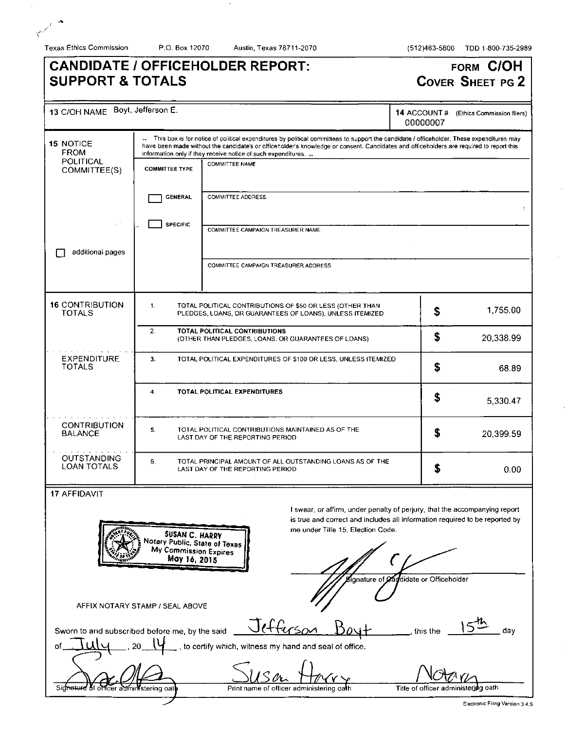Texas Ethics Commission P.O. Box 12070 Austin, Texas 78711-2070 (512)463-5800 TDD 1-800-735-2989

# CANDIDATE / OFFICEHOLDER REPORT: SUPPORT & TOTALS

**FORM C/OH**
**COVER SHEET PG 2**

| 13 C/OH NAME | 14 ACCOUNT # (Ethics Commission filers) |
|---|---|
| Boyt, Jefferson E. | 00000007 |

**15 NOTICE FROM POLITICAL COMMITTEE(S)**

This box is for notice of political expenditures by political committees to support the candidate / officeholder. These expenditures may have been made without the candidate's or officeholder's knowledge or consent. Candidates and officeholders are required to report this information only if they receive notice of such expenditures.

| COMMITTEE TYPE | |
|---|---|
| | COMMITTEE NAME |
| ☐ GENERAL | COMMITTEE ADDRESS |
| ☐ SPECIFIC | COMMITTEE CAMPAIGN TREASURER NAME |
| | COMMITTEE CAMPAIGN TREASURER ADDRESS |

☐ additional pages

| | | | |
|---|---|---|---|
| **16 CONTRIBUTION TOTALS** | 1. | TOTAL POLITICAL CONTRIBUTIONS OF $50 OR LESS (OTHER THAN PLEDGES, LOANS, OR GUARANTEES OF LOANS), UNLESS ITEMIZED | $ 1,755.00 |
| | 2. | TOTAL POLITICAL CONTRIBUTIONS (OTHER THAN PLEDGES, LOANS, OR GUARANTEES OF LOANS) | $ 20,338.99 |
| **EXPENDITURE TOTALS** | 3. | TOTAL POLITICAL EXPENDITURES OF $100 OR LESS, UNLESS ITEMIZED | $ 68.89 |
| | 4. | TOTAL POLITICAL EXPENDITURES | $ 5,330.47 |
| **CONTRIBUTION BALANCE** | 5. | TOTAL POLITICAL CONTRIBUTIONS MAINTAINED AS OF THE LAST DAY OF THE REPORTING PERIOD | $ 20,399.59 |
| **OUTSTANDING LOAN TOTALS** | 6. | TOTAL PRINCIPAL AMOUNT OF ALL OUTSTANDING LOANS AS OF THE LAST DAY OF THE REPORTING PERIOD | $ 0.00 |

**17 AFFIDAVIT**

SUSAN C. HARRY
Notary Public, State of Texas
My Commission Expires
May 16, 2015

AFFIX NOTARY STAMP / SEAL ABOVE

I swear, or affirm, under penalty of perjury, that the accompanying report is true and correct and includes all information required to be reported by me under Title 15, Election Code.

[Signature]
Signature of Candidate or Officeholder

Sworn to and subscribed before me, by the said Jefferson Boyt, this the 15th day of July, 20 14, to certify which, witness my hand and seal of office.

| [Signature] | Susan Harry | Notary |
|---|---|---|
| Signature of officer administering oath | Print name of officer administering oath | Title of officer administering oath |

Electronic Filing Version 3.4.5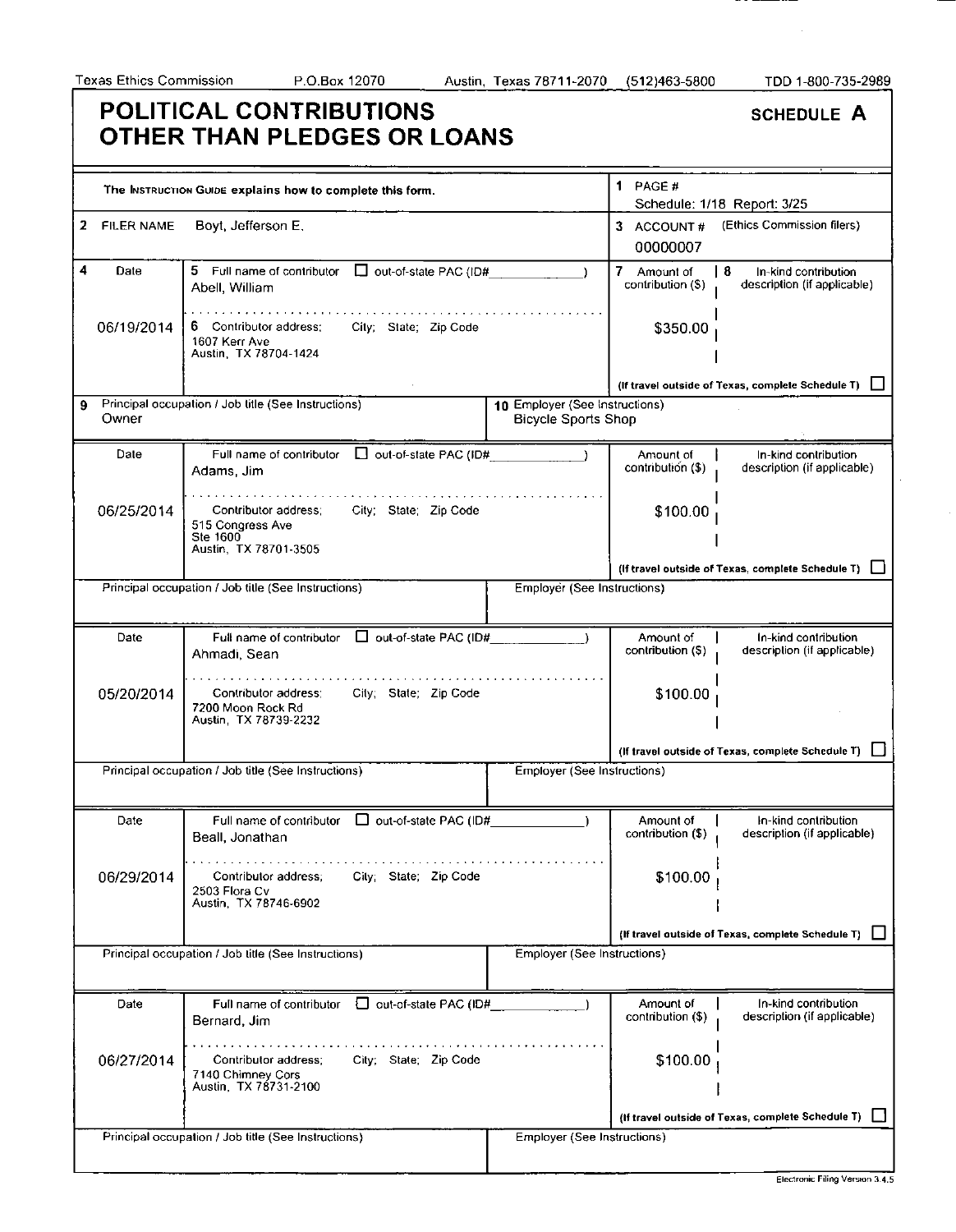Texas Ethics Commission P.O.Box 12070 Austin, Texas 78711-2070 (512)463-5800 TDD 1-800-735-2989

# POLITICAL CONTRIBUTIONS OTHER THAN PLEDGES OR LOANS

**SCHEDULE A**

The INSTRUCTION GUIDE explains how to complete this form.

1 PAGE # Schedule: 1/18 Report: 3/25

2 FILER NAME: Boyt, Jefferson E.

3 ACCOUNT # (Ethics Commission filers): 00000007

| 4 Date | 5 Full name of contributor / 6 Contributor address; City; State; Zip Code | 7 Amount of contribution ($) | 8 In-kind contribution description (if applicable) |
|---|---|---|---|
| 06/19/2014 | Abell, William<br>1607 Kerr Ave<br>Austin, TX 78704-1424 | $350.00 | |
| | 9 Principal occupation / Job title: Owner | 10 Employer: Bicycle Sports Shop | |
| 06/25/2014 | Adams, Jim<br>515 Congress Ave<br>Ste 1600<br>Austin, TX 78701-3505 | $100.00 | |
| | Principal occupation / Job title: | Employer: | |
| 05/20/2014 | Ahmadi, Sean<br>7200 Moon Rock Rd<br>Austin, TX 78739-2232 | $100.00 | |
| | Principal occupation / Job title: | Employer: | |
| 06/29/2014 | Beall, Jonathan<br>2503 Flora Cv<br>Austin, TX 78746-6902 | $100.00 | |
| | Principal occupation / Job title: | Employer: | |
| 06/27/2014 | Bernard, Jim<br>7140 Chimney Cors<br>Austin, TX 78731-2100 | $100.00 | |
| | Principal occupation / Job title: | Employer: | |

Out-of-state PAC (ID#): not checked for any contributor. (If travel outside of Texas, complete Schedule T): not checked for any contributor.

Electronic Filing Version 3.4.5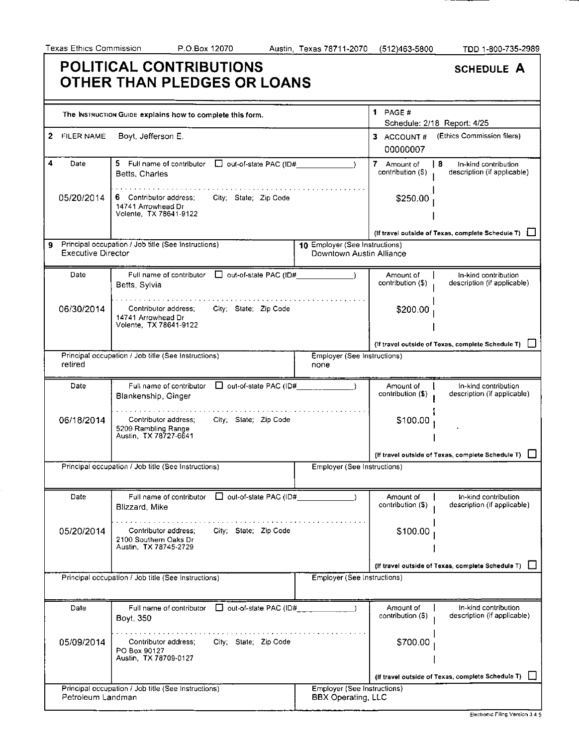Texas Ethics Commission P.O.Box 12070 Austin, Texas 78711-2070 (512)463-5800 TDD 1-800-735-2989

# POLITICAL CONTRIBUTIONS OTHER THAN PLEDGES OR LOANS

**SCHEDULE A**

The INSTRUCTION GUIDE explains how to complete this form.

1 PAGE # Schedule: 2/18 Report: 4/25

2 FILER NAME: Boyt, Jefferson E.

3 ACCOUNT # (Ethics Commission filers): 00000007

| 4 Date | 5 Full name of contributor / 6 Contributor address; City; State; Zip Code | 7 Amount of contribution ($) | 8 In-kind contribution description (if applicable) |
|---|---|---|---|
| 05/20/2014 | Betts, Charles<br>14741 Arrowhead Dr<br>Volente, TX 78641-9122 | $250.00 | |
| | 9 Principal occupation / Job title: Executive Director | 10 Employer: Downtown Austin Alliance | |
| 06/30/2014 | Betts, Sylvia<br>14741 Arrowhead Dr<br>Volente, TX 78641-9122 | $200.00 | |
| | Principal occupation / Job title: retired | Employer: none | |
| 06/18/2014 | Blankenship, Ginger<br>5209 Rambling Range<br>Austin, TX 78727-6641 | $100.00 | |
| | Principal occupation / Job title: | Employer: | |
| 05/20/2014 | Blizzard, Mike<br>2100 Southern Oaks Dr<br>Austin, TX 78745-2729 | $100.00 | |
| | Principal occupation / Job title: | Employer: | |
| 05/09/2014 | Boyt, 350<br>PO Box 90127<br>Austin, TX 78709-0127 | $700.00 | |
| | Principal occupation / Job title: Petroleum Landman | Employer: BBX Operating, LLC | |

(If travel outside of Texas, complete Schedule T) ☐

Electronic Filing Version 3.4.5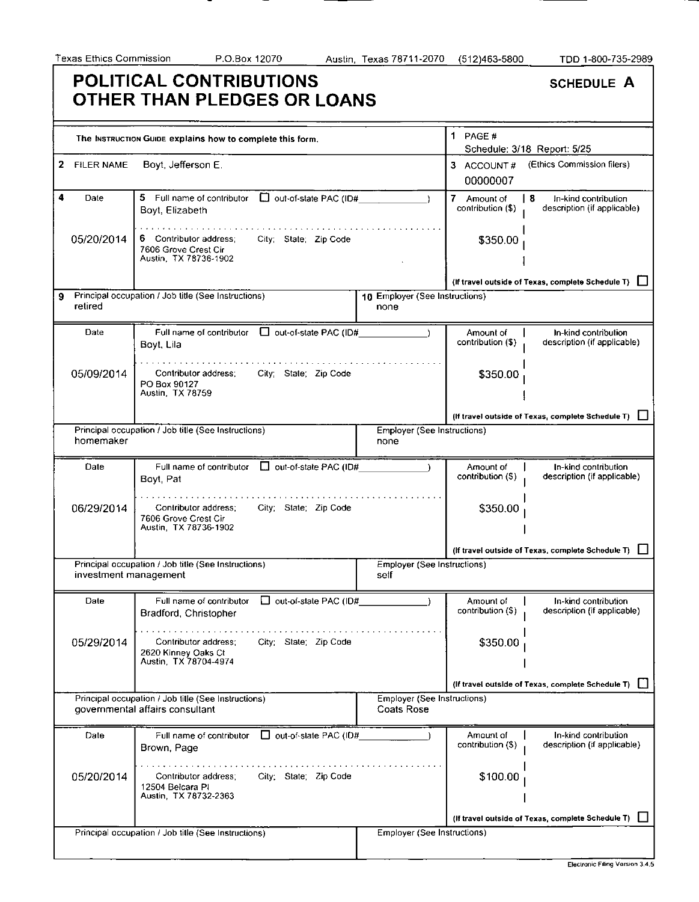Texas Ethics Commission P.O.Box 12070 Austin, Texas 78711-2070 (512)463-5800 TDD 1-800-735-2989

# POLITICAL CONTRIBUTIONS OTHER THAN PLEDGES OR LOANS

**SCHEDULE A**

The INSTRUCTION GUIDE explains how to complete this form.

1 PAGE # Schedule: 3/18 Report: 5/25

2 FILER NAME Boyt, Jefferson E.

3 ACCOUNT # (Ethics Commission filers) 00000007

| 4 Date | 5 Full name of contributor / 6 Contributor address; City; State; Zip Code | 7 Amount of contribution ($) | 8 In-kind contribution description (if applicable) |
|---|---|---|---|
| 05/20/2014 | Boyt, Elizabeth<br>7606 Grove Crest Cir<br>Austin, TX 78736-1902 | $350.00 | |
| | 9 Principal occupation / Job title: retired | 10 Employer: none | |
| 05/09/2014 | Boyt, Lila<br>PO Box 90127<br>Austin, TX 78759 | $350.00 | |
| | Principal occupation / Job title: homemaker | Employer: none | |
| 06/29/2014 | Boyt, Pat<br>7606 Grove Crest Cir<br>Austin, TX 78736-1902 | $350.00 | |
| | Principal occupation / Job title: investment management | Employer: self | |
| 05/29/2014 | Bradford, Christopher<br>2620 Kinney Oaks Ct<br>Austin, TX 78704-4974 | $350.00 | |
| | Principal occupation / Job title: governmental affairs consultant | Employer: Coats Rose | |
| 05/20/2014 | Brown, Page<br>12504 Belcara Pl<br>Austin, TX 78732-2363 | $100.00 | |
| | Principal occupation / Job title: | Employer: | |

Out-of-state PAC (ID#): not checked for any contributor. (If travel outside of Texas, complete Schedule T): not checked for any contributor.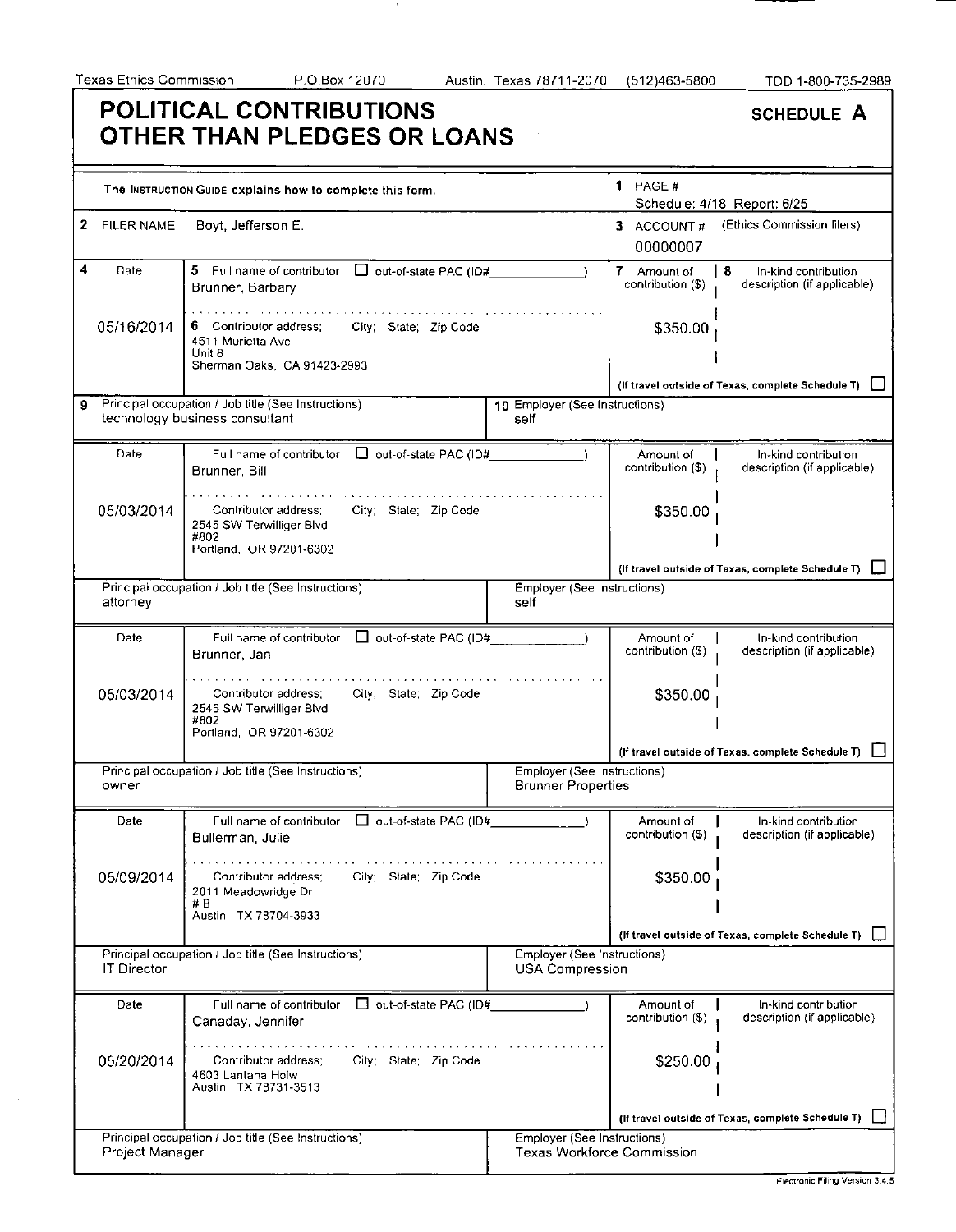Texas Ethics Commission P.O.Box 12070 Austin, Texas 78711-2070 (512)463-5800 TDD 1-800-735-2989

# POLITICAL CONTRIBUTIONS OTHER THAN PLEDGES OR LOANS

**SCHEDULE A**

The INSTRUCTION GUIDE explains how to complete this form.

**1** PAGE # Schedule: 4/18 Report: 6/25

**2** FILER NAME: Boyt, Jefferson E.

**3** ACCOUNT # (Ethics Commission filers): 00000007

| 4 Date | 5 Full name of contributor / 6 Contributor address; City; State; Zip Code | 7 Amount of contribution ($) | 8 In-kind contribution description (if applicable) |
|---|---|---|---|
| 05/16/2014 | Brunner, Barbary<br>4511 Murietta Ave<br>Unit 8<br>Sherman Oaks, CA 91423-2993 | $350.00 | |

**9** Principal occupation / Job title (See Instructions): technology business consultant
**10** Employer (See Instructions): self

| Date | Full name of contributor / Contributor address; City; State; Zip Code | Amount of contribution ($) | In-kind contribution description (if applicable) |
|---|---|---|---|
| 05/03/2014 | Brunner, Bill<br>2545 SW Terwilliger Blvd<br>#802<br>Portland, OR 97201-6302 | $350.00 | |

Principal occupation / Job title (See Instructions): attorney
Employer (See Instructions): self

| Date | Full name of contributor / Contributor address; City; State; Zip Code | Amount of contribution ($) | In-kind contribution description (if applicable) |
|---|---|---|---|
| 05/03/2014 | Brunner, Jan<br>2545 SW Terwilliger Blvd<br>#802<br>Portland, OR 97201-6302 | $350.00 | |

Principal occupation / Job title (See Instructions): owner
Employer (See Instructions): Brunner Properties

| Date | Full name of contributor / Contributor address; City; State; Zip Code | Amount of contribution ($) | In-kind contribution description (if applicable) |
|---|---|---|---|
| 05/09/2014 | Bullerman, Julie<br>2011 Meadowridge Dr<br># B<br>Austin, TX 78704-3933 | $350.00 | |

Principal occupation / Job title (See Instructions): IT Director
Employer (See Instructions): USA Compression

| Date | Full name of contributor / Contributor address; City; State; Zip Code | Amount of contribution ($) | In-kind contribution description (if applicable) |
|---|---|---|---|
| 05/20/2014 | Canaday, Jennifer<br>4603 Lantana Holw<br>Austin, TX 78731-3513 | $250.00 | |

Principal occupation / Job title (See Instructions): Project Manager
Employer (See Instructions): Texas Workforce Commission

Electronic Filing Version 3.4.5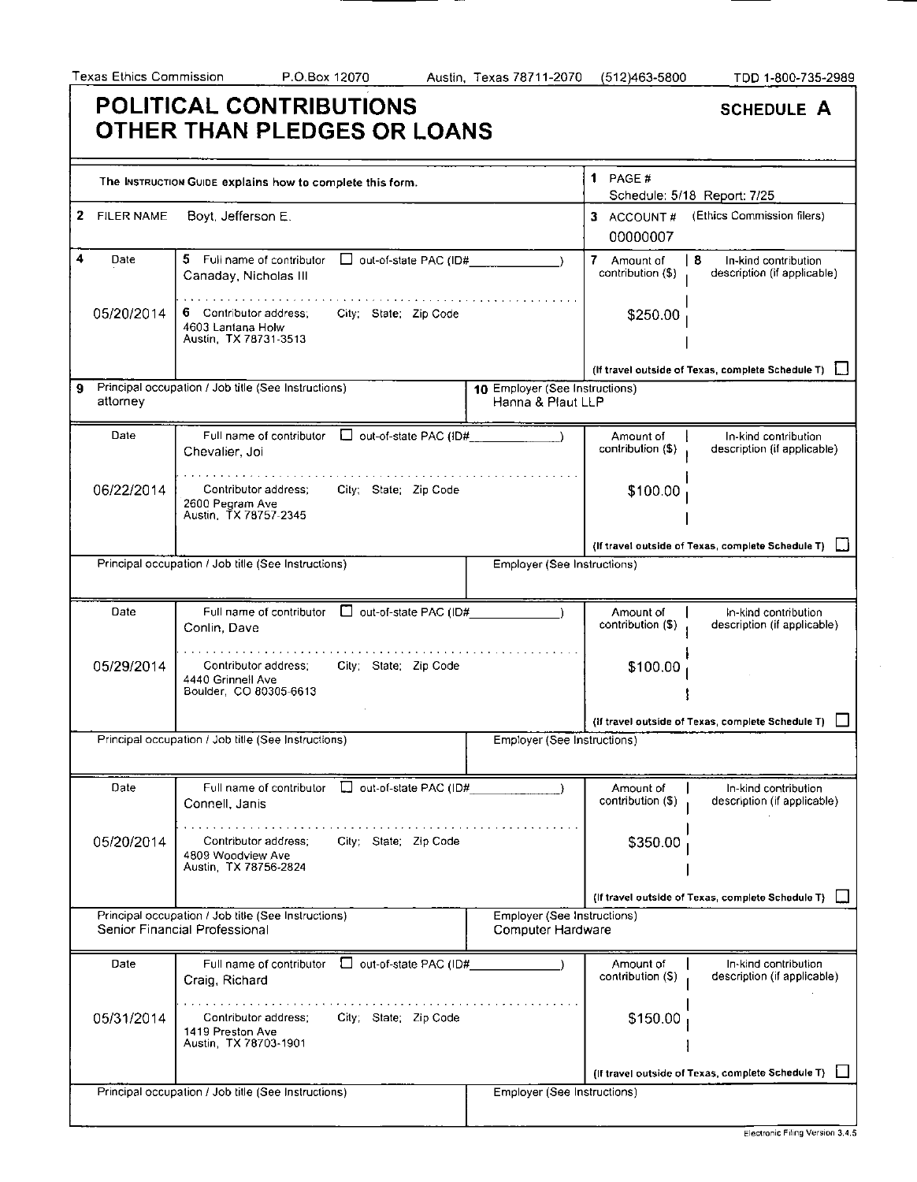Texas Ethics Commission P.O.Box 12070 Austin, Texas 78711-2070 (512)463-5800 TDD 1-800-735-2989

# POLITICAL CONTRIBUTIONS OTHER THAN PLEDGES OR LOANS

**SCHEDULE A**

The INSTRUCTION GUIDE explains how to complete this form.

**1** PAGE # Schedule: 5/18 Report: 7/25

**2** FILER NAME: Boyt, Jefferson E.

**3** ACCOUNT # (Ethics Commission filers): 00000007

| 4 Date | 5 Full name of contributor / 6 Contributor address; City; State; Zip Code | 7 Amount of contribution ($) | 8 In-kind contribution description (if applicable) |
|---|---|---|---|
| 05/20/2014 | Canaday, Nicholas III<br>4603 Lantana Holw<br>Austin, TX 78731-3513 | $250.00 | |
| | **9** Principal occupation / Job title: attorney | **10** Employer: Hanna & Plaut LLP | |
| 06/22/2014 | Chevalier, Joi<br>2600 Pegram Ave<br>Austin, TX 78757-2345 | $100.00 | |
| | Principal occupation / Job title: | Employer: | |
| 05/29/2014 | Conlin, Dave<br>4440 Grinnell Ave<br>Boulder, CO 80305-6613 | $100.00 | |
| | Principal occupation / Job title: | Employer: | |
| 05/20/2014 | Connell, Janis<br>4809 Woodview Ave<br>Austin, TX 78756-2824 | $350.00 | |
| | Principal occupation / Job title: Senior Financial Professional | Employer: Computer Hardware | |
| 05/31/2014 | Craig, Richard<br>1419 Preston Ave<br>Austin, TX 78703-1901 | $150.00 | |
| | Principal occupation / Job title: | Employer: | |

☐ out-of-state PAC (ID#\_\_\_\_\_\_) — not checked for any contributor.

(If travel outside of Texas, complete Schedule T) ☐ — not checked for any contributor.

Electronic Filing Version 3.4.5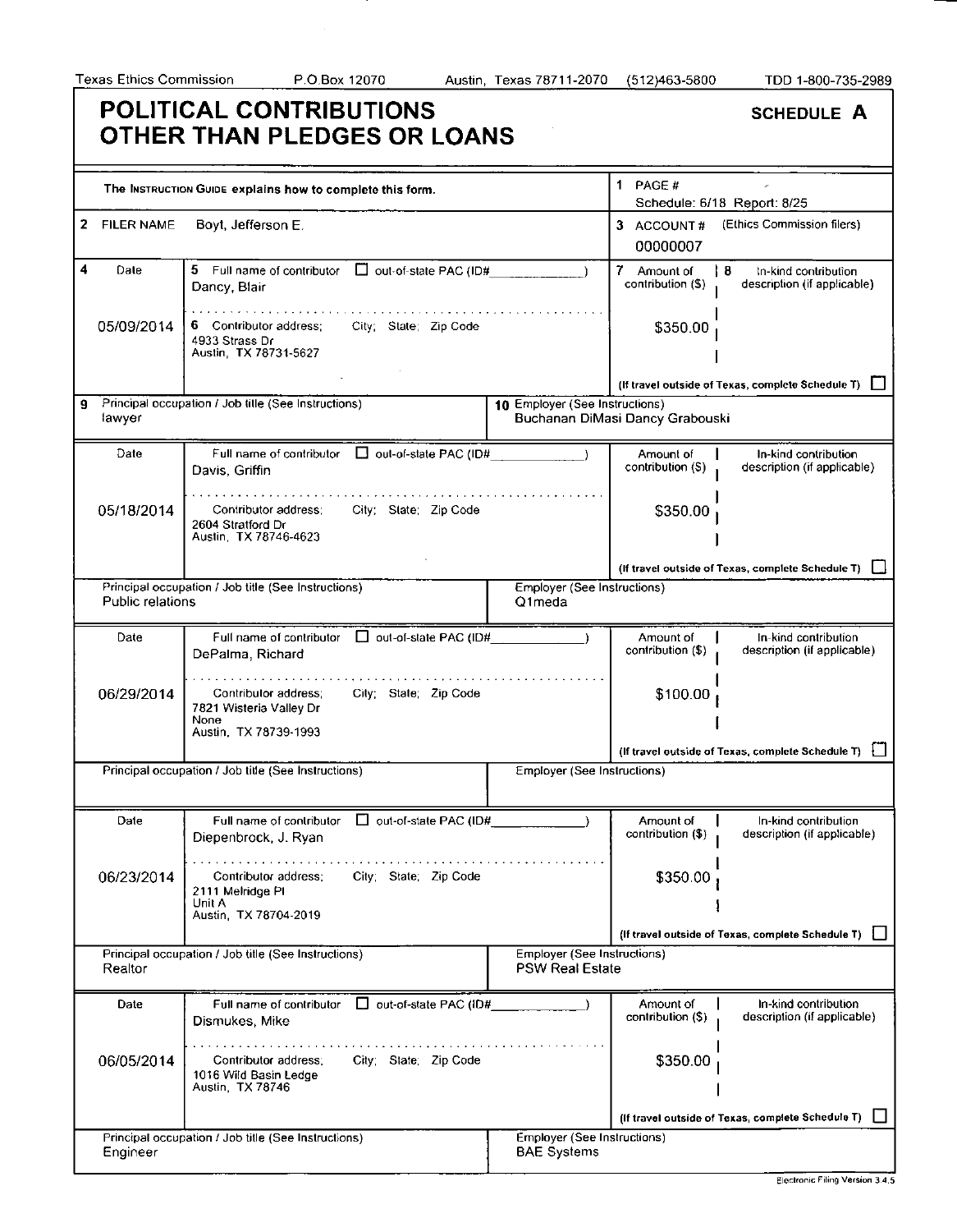Texas Ethics Commission P.O.Box 12070 Austin, Texas 78711-2070 (512)463-5800 TDD 1-800-735-2989

# POLITICAL CONTRIBUTIONS OTHER THAN PLEDGES OR LOANS

**SCHEDULE A**

The INSTRUCTION GUIDE explains how to complete this form.

1 PAGE # Schedule: 6/18 Report: 8/25

2 FILER NAME: Boyt, Jefferson E.

3 ACCOUNT # (Ethics Commission filers): 00000007

| 4 Date | 5 Full name of contributor / 6 Contributor address; City; State; Zip Code | 7 Amount of contribution ($) | 8 In-kind contribution description (if applicable) |
|---|---|---|---|
| 05/09/2014 | Dancy, Blair<br>4933 Strass Dr<br>Austin, TX 78731-5627 | $350.00 | |
| | 9 Principal occupation / Job title: lawyer | 10 Employer: Buchanan DiMasi Dancy Grabouski | |
| 05/18/2014 | Davis, Griffin<br>2604 Stratford Dr<br>Austin, TX 78746-4623 | $350.00 | |
| | Principal occupation / Job title: Public relations | Employer: Q1meda | |
| 06/29/2014 | DePalma, Richard<br>7821 Wisteria Valley Dr<br>None<br>Austin, TX 78739-1993 | $100.00 | |
| | Principal occupation / Job title: | Employer: | |
| 06/23/2014 | Diepenbrock, J. Ryan<br>2111 Melridge Pl<br>Unit A<br>Austin, TX 78704-2019 | $350.00 | |
| | Principal occupation / Job title: Realtor | Employer: PSW Real Estate | |
| 06/05/2014 | Dismukes, Mike<br>1016 Wild Basin Ledge<br>Austin, TX 78746 | $350.00 | |
| | Principal occupation / Job title: Engineer | Employer: BAE Systems | |

(If travel outside of Texas, complete Schedule T) ☐ — unchecked for all entries; out-of-state PAC ☐ unchecked for all entries.

Electronic Filing Version 3.4.5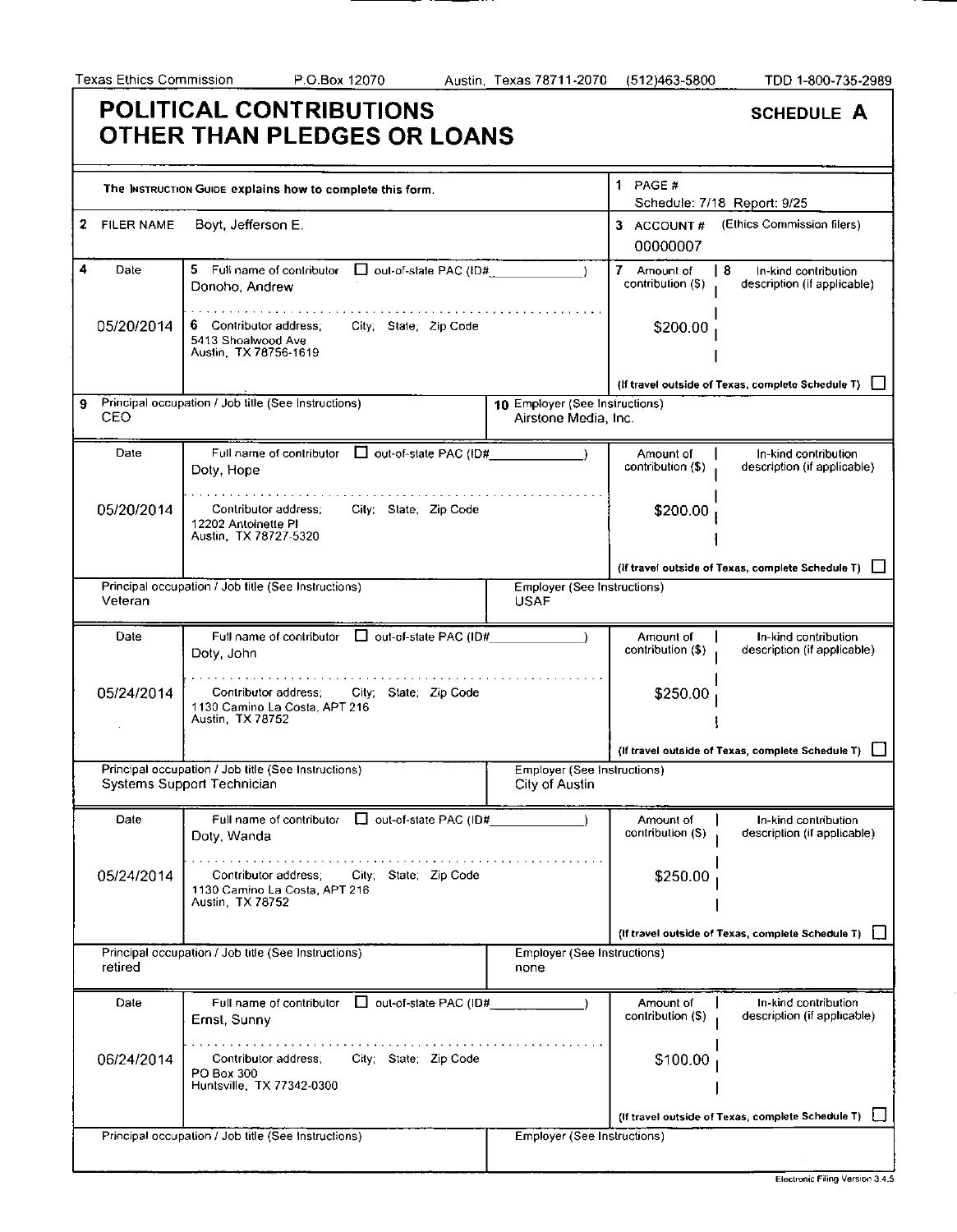Texas Ethics Commission P.O.Box 12070 Austin, Texas 78711-2070 (512)463-5800 TDD 1-800-735-2989

# POLITICAL CONTRIBUTIONS OTHER THAN PLEDGES OR LOANS

**SCHEDULE A**

The INSTRUCTION GUIDE explains how to complete this form.

1 PAGE # Schedule: 7/18 Report: 9/25

2 FILER NAME: Boyt, Jefferson E.

3 ACCOUNT # (Ethics Commission filers): 00000007

| 4 Date | 5 Full name of contributor / 6 Contributor address; City; State; Zip Code | 7 Amount of contribution ($) | 8 In-kind contribution description (if applicable) |
|---|---|---|---|
| 05/20/2014 | Donoho, Andrew<br>5413 Shoalwood Ave<br>Austin, TX 78756-1619 | $200.00 | |
| | 9 Principal occupation / Job title: CEO<br>10 Employer: Airstone Media, Inc. | | |
| 05/20/2014 | Doty, Hope<br>12202 Antoinette Pl<br>Austin, TX 78727-5320 | $200.00 | |
| | Principal occupation / Job title: Veteran<br>Employer: USAF | | |
| 05/24/2014 | Doty, John<br>1130 Camino La Costa, APT 216<br>Austin, TX 78752 | $250.00 | |
| | Principal occupation / Job title: Systems Support Technician<br>Employer: City of Austin | | |
| 05/24/2014 | Doty, Wanda<br>1130 Camino La Costa, APT 216<br>Austin, TX 78752 | $250.00 | |
| | Principal occupation / Job title: retired<br>Employer: none | | |
| 06/24/2014 | Ernst, Sunny<br>PO Box 300<br>Huntsville, TX 77342-0300 | $100.00 | |
| | Principal occupation / Job title:<br>Employer: | | |

(If travel outside of Texas, complete Schedule T) ☐

Electronic Filing Version 3.4.5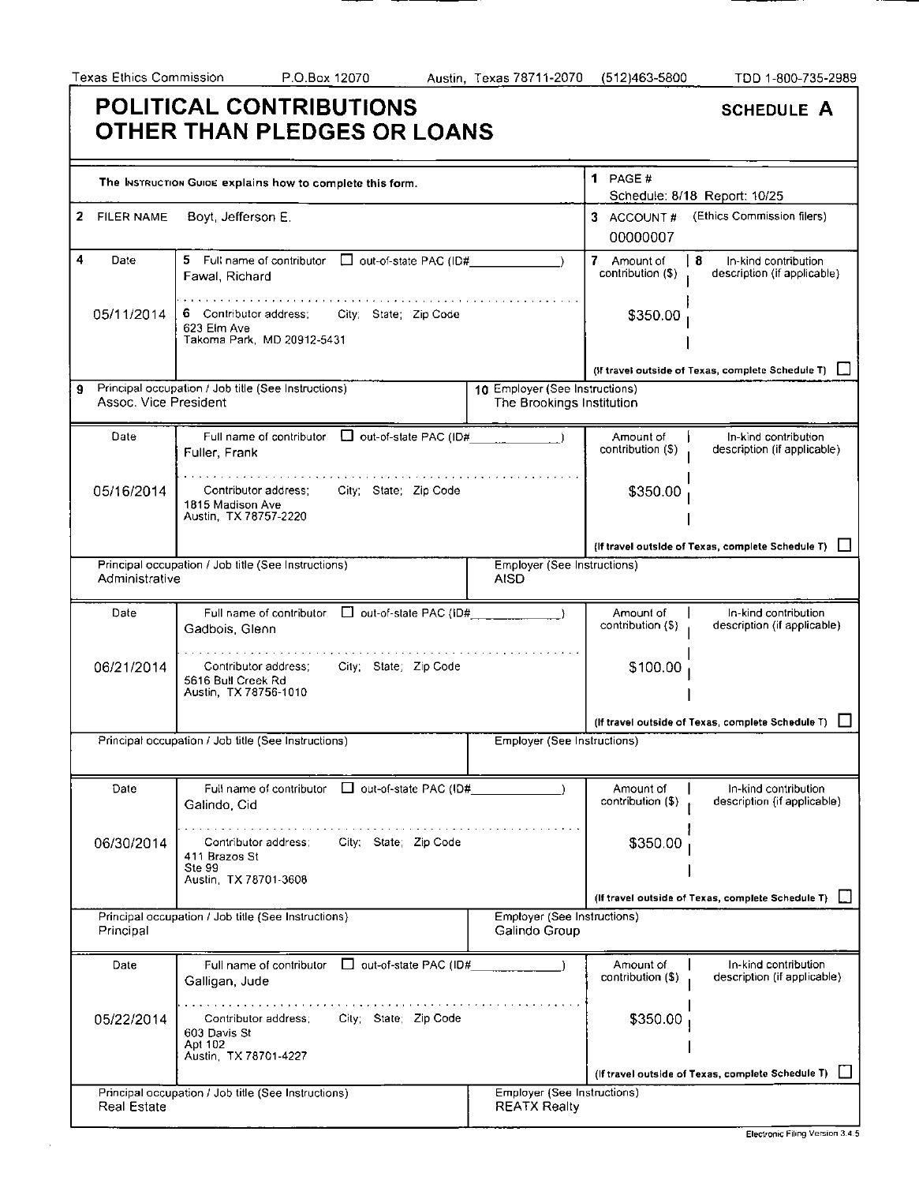Texas Ethics Commission P.O.Box 12070 Austin, Texas 78711-2070 (512)463-5800 TDD 1-800-735-2989

# POLITICAL CONTRIBUTIONS OTHER THAN PLEDGES OR LOANS

**SCHEDULE A**

The INSTRUCTION GUIDE explains how to complete this form.

**1** PAGE # Schedule: 8/18 Report: 10/25

**2** FILER NAME: Boyt, Jefferson E.

**3** ACCOUNT # (Ethics Commission filers): 00000007

| 4 Date | 5 Full name of contributor / 6 Contributor address; City; State; Zip Code | 7 Amount of contribution ($) | 8 In-kind contribution description (if applicable) |
|---|---|---|---|
| 05/11/2014 | Fawal, Richard<br>623 Elm Ave<br>Takoma Park, MD 20912-5431 | $350.00 | |
| | **9** Principal occupation / Job title: Assoc. Vice President | **10** Employer: The Brookings Institution | |
| 05/16/2014 | Fuller, Frank<br>1815 Madison Ave<br>Austin, TX 78757-2220 | $350.00 | |
| | Principal occupation / Job title: Administrative | Employer: AISD | |
| 06/21/2014 | Gadbois, Glenn<br>5616 Bull Creek Rd<br>Austin, TX 78756-1010 | $100.00 | |
| | Principal occupation / Job title: | Employer: | |
| 06/30/2014 | Galindo, Cid<br>411 Brazos St<br>Ste 99<br>Austin, TX 78701-3608 | $350.00 | |
| | Principal occupation / Job title: Principal | Employer: Galindo Group | |
| 05/22/2014 | Galligan, Jude<br>603 Davis St<br>Apt 102<br>Austin, TX 78701-4227 | $350.00 | |
| | Principal occupation / Job title: Real Estate | Employer: REATX Realty | |

(If travel outside of Texas, complete Schedule T) ☐

Electronic Filing Version 3.4.5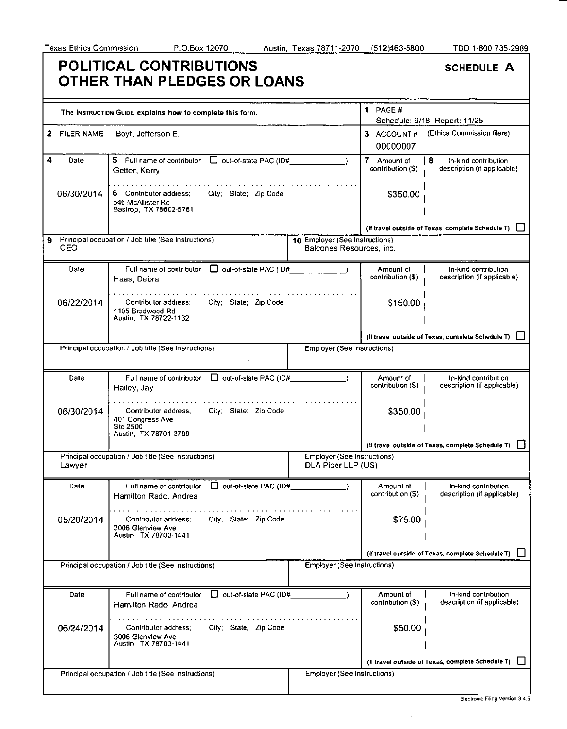Texas Ethics Commission P.O.Box 12070 Austin, Texas 78711-2070 (512)463-5800 TDD 1-800-735-2989

# POLITICAL CONTRIBUTIONS OTHER THAN PLEDGES OR LOANS

**SCHEDULE A**

The INSTRUCTION GUIDE explains how to complete this form.

1 PAGE # Schedule: 9/18 Report: 11/25

2 FILER NAME: Boyt, Jefferson E.

3 ACCOUNT # (Ethics Commission filers): 00000007

| 4 Date | 5 Full name of contributor / 6 Contributor address; City; State; Zip Code | 7 Amount of contribution ($) | 8 In-kind contribution description (if applicable) |
|---|---|---|---|
| 06/30/2014 | Getter, Kerry<br>546 McAllister Rd<br>Bastrop, TX 78602-5761 | $350.00 | |
| | 9 Principal occupation / Job title: CEO | 10 Employer: Balcones Resources, inc. | |
| 06/22/2014 | Haas, Debra<br>4105 Bradwood Rd<br>Austin, TX 78722-1132 | $150.00 | |
| | Principal occupation / Job title: | Employer: | |
| 06/30/2014 | Hailey, Jay<br>401 Congress Ave<br>Ste 2500<br>Austin, TX 78701-3799 | $350.00 | |
| | Principal occupation / Job title: Lawyer | Employer: DLA Piper LLP (US) | |
| 05/20/2014 | Hamilton Rado, Andrea<br>3006 Glenview Ave<br>Austin, TX 78703-1441 | $75.00 | |
| | Principal occupation / Job title: | Employer: | |
| 06/24/2014 | Hamilton Rado, Andrea<br>3006 Glenview Ave<br>Austin, TX 78703-1441 | $50.00 | |
| | Principal occupation / Job title: | Employer: | |

(If travel outside of Texas, complete Schedule T) ☐

Electronic Filing Version 3.4.5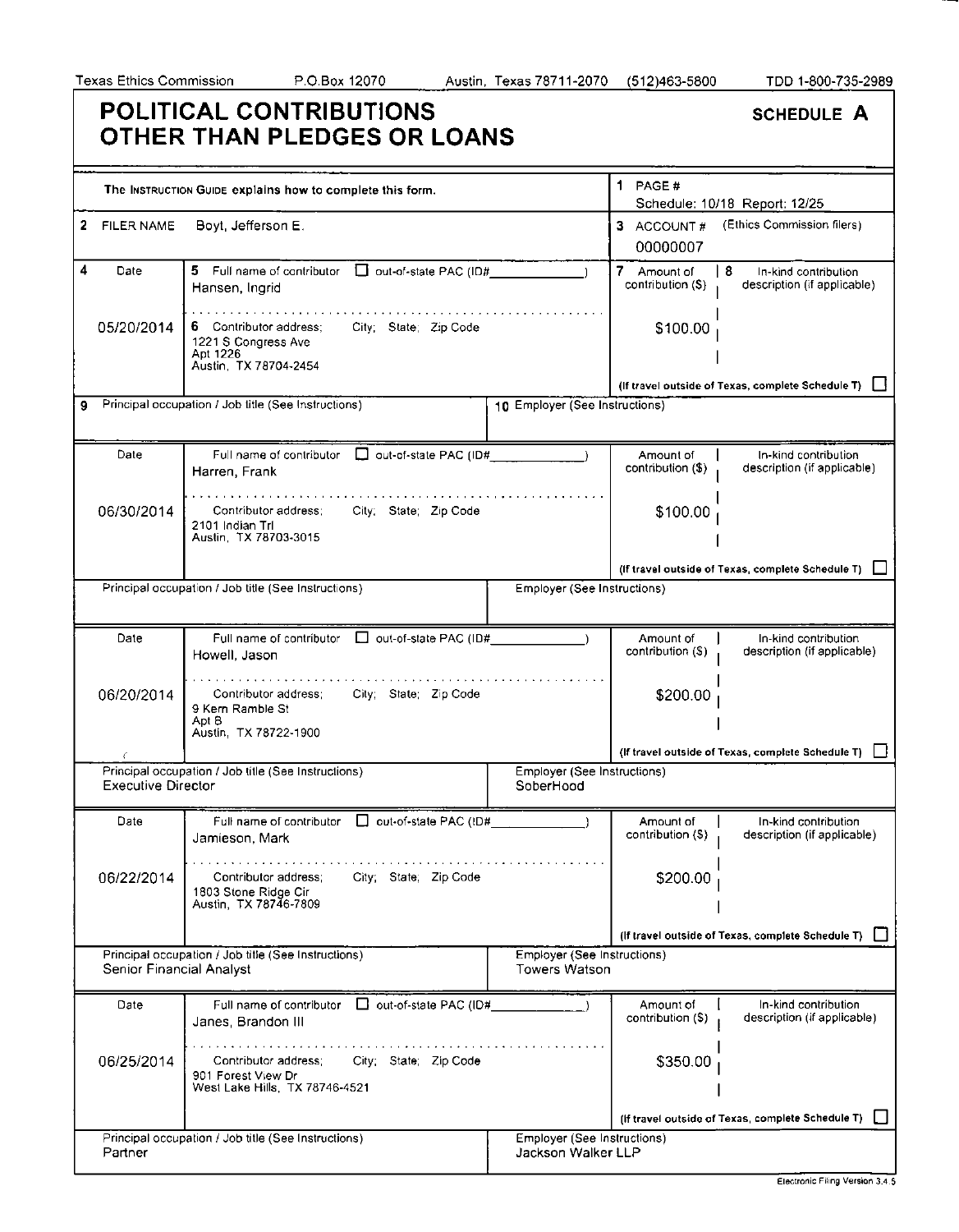Texas Ethics Commission P.O.Box 12070 Austin, Texas 78711-2070 (512)463-5800 TDD 1-800-735-2989

# POLITICAL CONTRIBUTIONS OTHER THAN PLEDGES OR LOANS

**SCHEDULE A**

The INSTRUCTION GUIDE explains how to complete this form.

1 PAGE # Schedule: 10/18 Report: 12/25

2 FILER NAME Boyt, Jefferson E.

3 ACCOUNT # (Ethics Commission filers) 00000007

| 4 Date | 5 Full name of contributor / 6 Contributor address; City; State; Zip Code | 7 Amount of contribution ($) | 8 In-kind contribution description (if applicable) |
|---|---|---|---|
| 05/20/2014 | Hansen, Ingrid<br>1221 S Congress Ave<br>Apt 1226<br>Austin, TX 78704-2454 | $100.00 | |
| | 9 Principal occupation / Job title (See Instructions): | 10 Employer (See Instructions): | |
| 06/30/2014 | Harren, Frank<br>2101 Indian Trl<br>Austin, TX 78703-3015 | $100.00 | |
| | Principal occupation / Job title (See Instructions): | Employer (See Instructions): | |
| 06/20/2014 | Howell, Jason<br>9 Kern Ramble St<br>Apt B<br>Austin, TX 78722-1900 | $200.00 | |
| | Principal occupation / Job title (See Instructions): Executive Director | Employer (See Instructions): SoberHood | |
| 06/22/2014 | Jamieson, Mark<br>1803 Stone Ridge Cir<br>Austin, TX 78746-7809 | $200.00 | |
| | Principal occupation / Job title (See Instructions): Senior Financial Analyst | Employer (See Instructions): Towers Watson | |
| 06/25/2014 | Janes, Brandon III<br>901 Forest View Dr<br>West Lake Hills, TX 78746-4521 | $350.00 | |
| | Principal occupation / Job title (See Instructions): Partner | Employer (See Instructions): Jackson Walker LLP | |

(If travel outside of Texas, complete Schedule T) ☐

Electronic Filing Version 3.4.5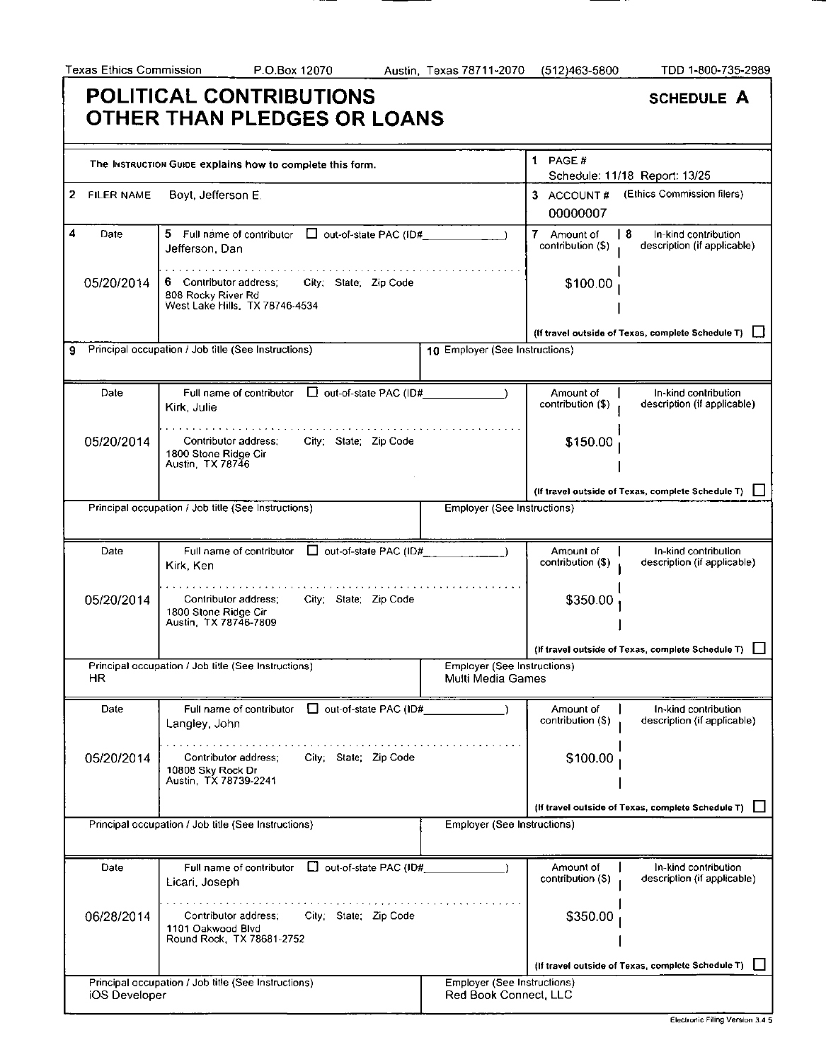Texas Ethics Commission    P.O.Box 12070    Austin, Texas 78711-2070    (512)463-5800    TDD 1-800-735-2989

# POLITICAL CONTRIBUTIONS OTHER THAN PLEDGES OR LOANS

**SCHEDULE A**

The INSTRUCTION GUIDE explains how to complete this form.

1 PAGE #
Schedule: 11/18 Report: 13/25

2 FILER NAME: Boyt, Jefferson E.

3 ACCOUNT # (Ethics Commission filers): 00000007

| 4 Date | 5 Full name of contributor / 6 Contributor address; City; State; Zip Code | out-of-state PAC (ID#) | 7 Amount of contribution ($) | 8 In-kind contribution description (if applicable) | 9 Principal occupation / Job title | 10 Employer |
|---|---|---|---|---|---|---|
| 05/20/2014 | Jefferson, Dan<br>808 Rocky River Rd<br>West Lake Hills, TX 78746-4534 | ☐ | $100.00 | | | |
| 05/20/2014 | Kirk, Julie<br>1800 Stone Ridge Cir<br>Austin, TX 78746 | ☐ | $150.00 | | | |
| 05/20/2014 | Kirk, Ken<br>1800 Stone Ridge Cir<br>Austin, TX 78746-7809 | ☐ | $350.00 | | HR | Multi Media Games |
| 05/20/2014 | Langley, John<br>10808 Sky Rock Dr<br>Austin, TX 78739-2241 | ☐ | $100.00 | | | |
| 06/28/2014 | Licari, Joseph<br>1101 Oakwood Blvd<br>Round Rock, TX 78681-2752 | ☐ | $350.00 | | iOS Developer | Red Book Connect, LLC |

(If travel outside of Texas, complete Schedule T) ☐

Electronic Filing Version 3.4.5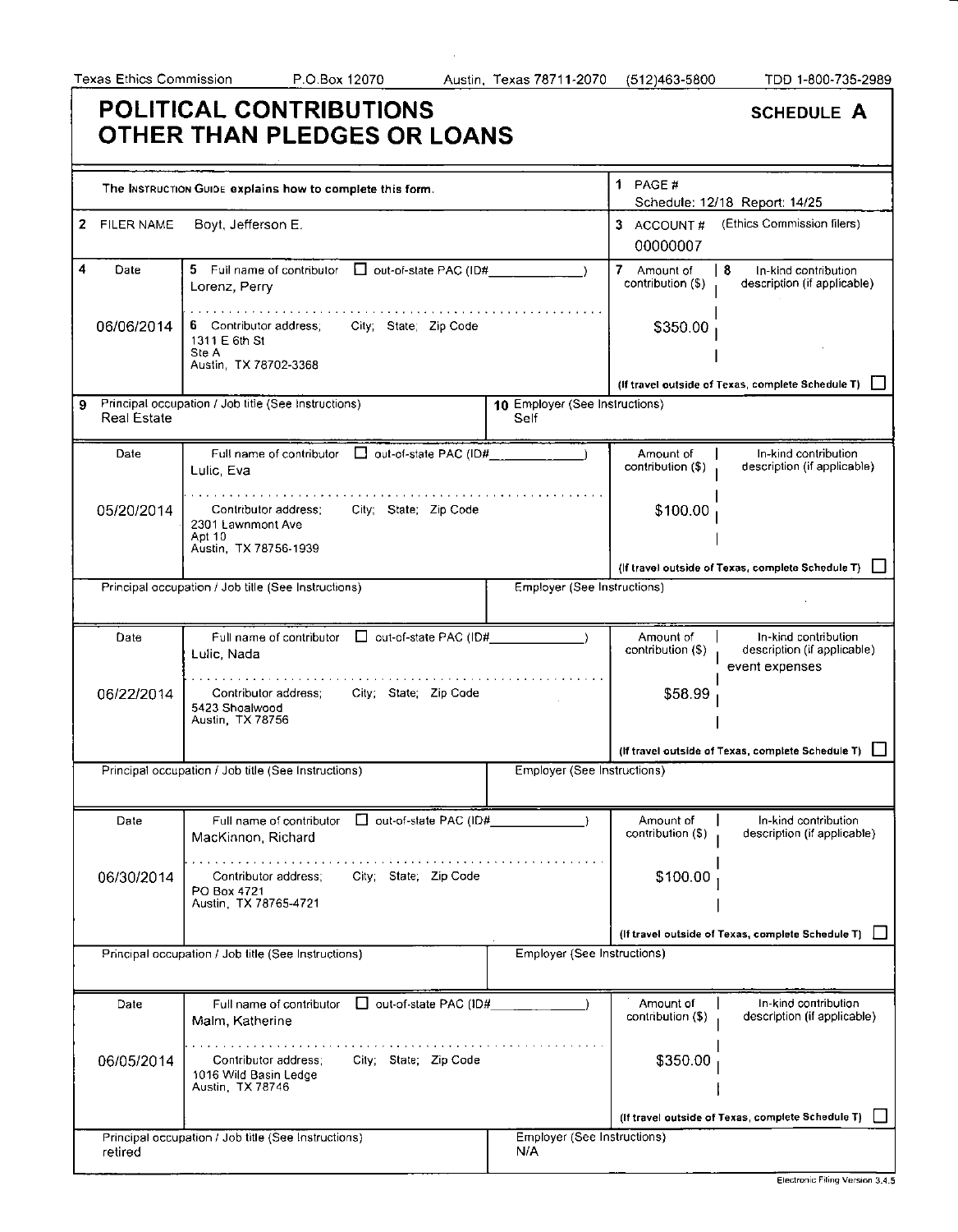Texas Ethics Commission P.O.Box 12070 Austin, Texas 78711-2070 (512)463-5800 TDD 1-800-735-2989

# POLITICAL CONTRIBUTIONS OTHER THAN PLEDGES OR LOANS

**SCHEDULE A**

The INSTRUCTION GUIDE explains how to complete this form.

1 PAGE # Schedule: 12/18 Report: 14/25

2 FILER NAME Boyt, Jefferson E.

3 ACCOUNT # (Ethics Commission filers) 00000007

| 4 Date | 5 Full name of contributor / 6 Contributor address; City; State; Zip Code | 7 Amount of contribution ($) | 8 In-kind contribution description (if applicable) |
|---|---|---|---|
| 06/06/2014 | Lorenz, Perry<br>1311 E 6th St<br>Ste A<br>Austin, TX 78702-3368 | $350.00 | |
| | 9 Principal occupation / Job title: Real Estate | 10 Employer: Self | |
| 05/20/2014 | Lulic, Eva<br>2301 Lawnmont Ave<br>Apt 10<br>Austin, TX 78756-1939 | $100.00 | |
| | Principal occupation / Job title: | Employer: | |
| 06/22/2014 | Lulic, Nada<br>5423 Shoalwood<br>Austin, TX 78756 | $58.99 | event expenses |
| | Principal occupation / Job title: | Employer: | |
| 06/30/2014 | MacKinnon, Richard<br>PO Box 4721<br>Austin, TX 78765-4721 | $100.00 | |
| | Principal occupation / Job title: | Employer: | |
| 06/05/2014 | Malm, Katherine<br>1016 Wild Basin Ledge<br>Austin, TX 78746 | $350.00 | |
| | Principal occupation / Job title: retired | Employer: N/A | |

(If travel outside of Texas, complete Schedule T) ☐

Electronic Filing Version 3.4.5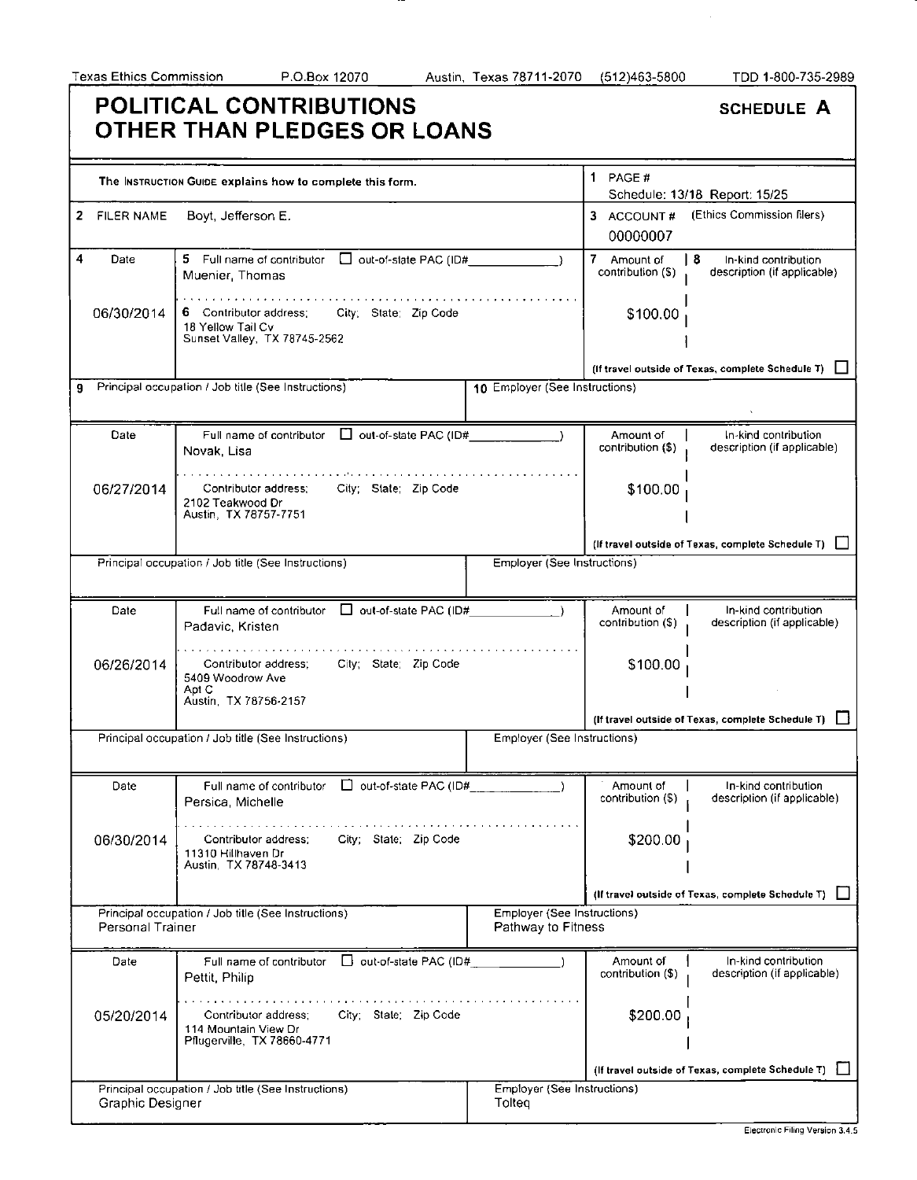Texas Ethics Commission P.O.Box 12070 Austin, Texas 78711-2070 (512)463-5800 TDD 1-800-735-2989

# POLITICAL CONTRIBUTIONS OTHER THAN PLEDGES OR LOANS

**SCHEDULE A**

The INSTRUCTION GUIDE explains how to complete this form.

1 PAGE # Schedule: 13/18 Report: 15/25

2 FILER NAME: Boyt, Jefferson E.

3 ACCOUNT # (Ethics Commission filers): 00000007

| 4 Date | 5 Full name of contributor / 6 Contributor address; City; State; Zip Code | 7 Amount of contribution ($) | 8 In-kind contribution description (if applicable) | 9 Principal occupation / Job title | 10 Employer |
|---|---|---|---|---|---|
| 06/30/2014 | Muenier, Thomas<br>18 Yellow Tail Cv<br>Sunset Valley, TX 78745-2562 | $100.00 | | | |
| 06/27/2014 | Novak, Lisa<br>2102 Teakwood Dr<br>Austin, TX 78757-7751 | $100.00 | | | |
| 06/26/2014 | Padavic, Kristen<br>5409 Woodrow Ave<br>Apt C<br>Austin, TX 78756-2157 | $100.00 | | | |
| 06/30/2014 | Persica, Michelle<br>11310 Hillhaven Dr<br>Austin, TX 78748-3413 | $200.00 | | Personal Trainer | Pathway to Fitness |
| 05/20/2014 | Pettit, Philip<br>114 Mountain View Dr<br>Pflugerville, TX 78660-4771 | $200.00 | | Graphic Designer | Tolteq |

out-of-state PAC (ID#: ☐ (not checked for any contributor)

(If travel outside of Texas, complete Schedule T) ☐ (not checked for any contributor)

Electronic Filing Version 3.4.5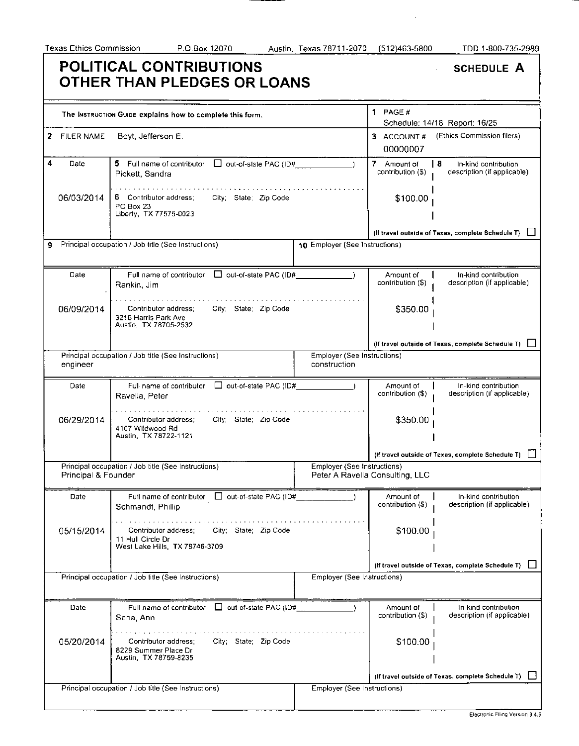Texas Ethics Commission P.O.Box 12070 Austin, Texas 78711-2070 (512)463-5800 TDD 1-800-735-2989

# POLITICAL CONTRIBUTIONS OTHER THAN PLEDGES OR LOANS

**SCHEDULE A**

The INSTRUCTION GUIDE explains how to complete this form.

1 PAGE # Schedule: 14/18 Report: 16/25

2 FILER NAME: Boyt, Jefferson E.

3 ACCOUNT # (Ethics Commission filers): 00000007

| 4 Date | 5 Full name of contributor / 6 Contributor address; City; State; Zip Code | 7 Amount of contribution ($) | 8 In-kind contribution description (if applicable) |
|---|---|---|---|
| 06/03/2014 | Pickett, Sandra<br>PO Box 23<br>Liberty, TX 77575-0023 | $100.00 | |
| | 9 Principal occupation / Job title: | 10 Employer: | |
| 06/09/2014 | Rankin, Jim<br>3216 Harris Park Ave<br>Austin, TX 78705-2532 | $350.00 | |
| | Principal occupation / Job title: engineer | Employer: construction | |
| 06/29/2014 | Ravella, Peter<br>4107 Wildwood Rd<br>Austin, TX 78722-1121 | $350.00 | |
| | Principal occupation / Job title: Principal & Founder | Employer: Peter A Ravella Consulting, LLC | |
| 05/15/2014 | Schmandt, Phillip<br>11 Hull Circle Dr<br>West Lake Hills, TX 78746-3709 | $100.00 | |
| | Principal occupation / Job title: | Employer: | |
| 05/20/2014 | Sena, Ann<br>8229 Summer Place Dr<br>Austin, TX 78759-8235 | $100.00 | |
| | Principal occupation / Job title: | Employer: | |

Out-of-state PAC (ID#): not checked for any entry. (If travel outside of Texas, complete Schedule T): not checked for any entry.

Electronic Filing Version 3.4.5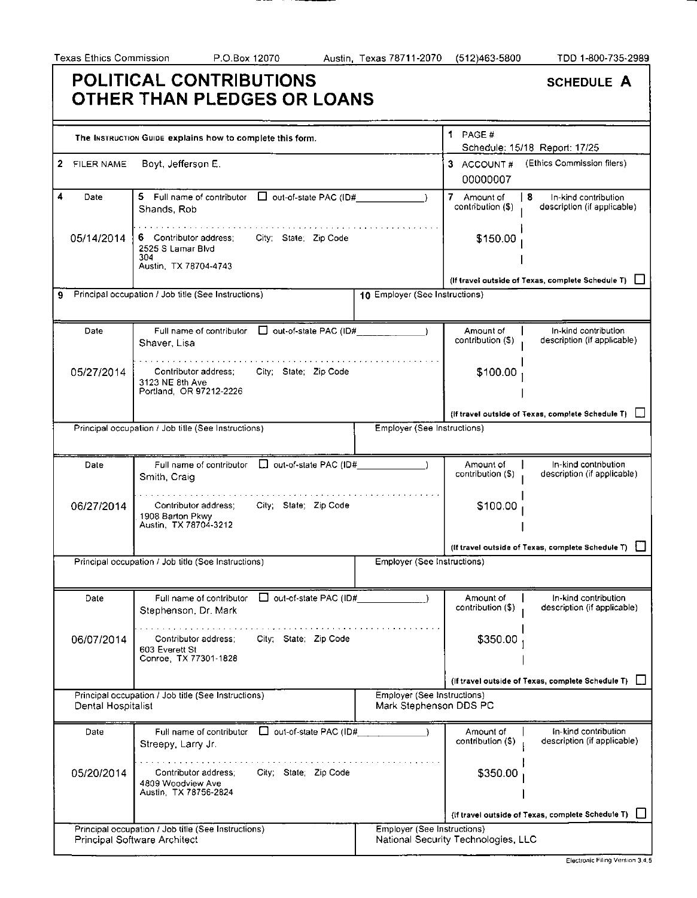Texas Ethics Commission P.O.Box 12070 Austin, Texas 78711-2070 (512)463-5800 TDD 1-800-735-2989

# POLITICAL CONTRIBUTIONS OTHER THAN PLEDGES OR LOANS

**SCHEDULE A**

The INSTRUCTION GUIDE explains how to complete this form.

1 PAGE # Schedule: 15/18 Report: 17/25

2 FILER NAME: Boyt, Jefferson E.

3 ACCOUNT # (Ethics Commission filers): 00000007

| 4 Date | 5 Full name of contributor / 6 Contributor address; City; State; Zip Code | 7 Amount of contribution ($) | 8 In-kind contribution description (if applicable) |
|---|---|---|---|
| 05/14/2014 | Shands, Rob<br>2525 S Lamar Blvd<br>304<br>Austin, TX 78704-4743 | $150.00 | |
| | 9 Principal occupation / Job title: | 10 Employer: | |
| 05/27/2014 | Shaver, Lisa<br>3123 NE 8th Ave<br>Portland, OR 97212-2226 | $100.00 | |
| | Principal occupation / Job title: | Employer: | |
| 06/27/2014 | Smith, Craig<br>1908 Barton Pkwy<br>Austin, TX 78704-3212 | $100.00 | |
| | Principal occupation / Job title: | Employer: | |
| 06/07/2014 | Stephenson, Dr. Mark<br>603 Everett St<br>Conroe, TX 77301-1828 | $350.00 | |
| | Principal occupation / Job title: Dental Hospitalist | Employer: Mark Stephenson DDS PC | |
| 05/20/2014 | Streepy, Larry Jr.<br>4809 Woodview Ave<br>Austin, TX 78756-2824 | $350.00 | |
| | Principal occupation / Job title: Principal Software Architect | Employer: National Security Technologies, LLC | |

(If travel outside of Texas, complete Schedule T) ☐

Electronic Filing Version 3.4.5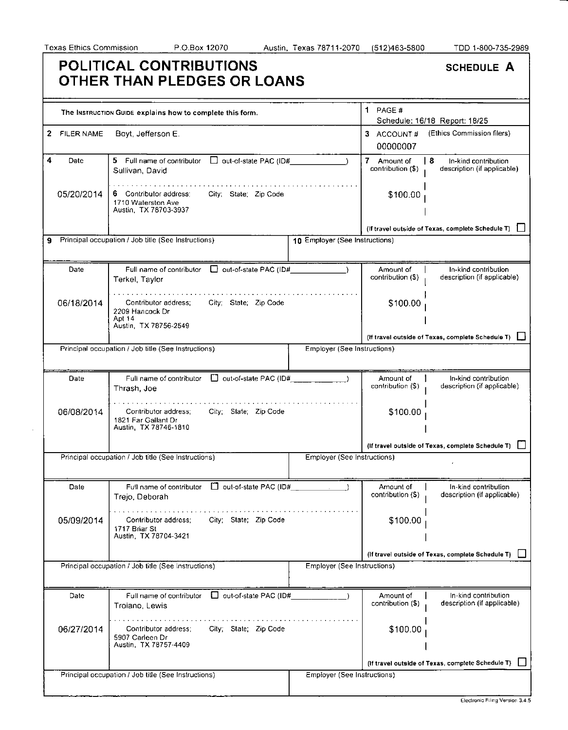Texas Ethics Commission P.O.Box 12070 Austin, Texas 78711-2070 (512)463-5800 TDD 1-800-735-2989

# POLITICAL CONTRIBUTIONS OTHER THAN PLEDGES OR LOANS

**SCHEDULE A**

The INSTRUCTION GUIDE explains how to complete this form.

1 PAGE # Schedule: 16/18 Report: 18/25

2 FILER NAME: Boyt, Jefferson E.

3 ACCOUNT # (Ethics Commission filers): 00000007

| 4 Date | 5 Full name of contributor / 6 Contributor address; City; State; Zip Code | out-of-state PAC (ID#) | 7 Amount of contribution ($) | 8 In-kind contribution description (if applicable) | If travel outside of Texas, complete Schedule T |
|---|---|---|---|---|---|
| 05/20/2014 | Sullivan, David<br>1710 Waterston Ave<br>Austin, TX 78703-3937 | ☐ | $100.00 | | ☐ |
| 06/18/2014 | Terkel, Taylor<br>2209 Hancock Dr<br>Apt 14<br>Austin, TX 78756-2549 | ☐ | $100.00 | | ☐ |
| 06/08/2014 | Thrash, Joe<br>1821 Far Gallant Dr<br>Austin, TX 78746-1810 | ☐ | $100.00 | | ☐ |
| 05/09/2014 | Trejo, Deborah<br>1717 Briar St<br>Austin, TX 78704-3421 | ☐ | $100.00 | | ☐ |
| 06/27/2014 | Troiano, Lewis<br>5907 Carleen Dr<br>Austin, TX 78757-4409 | ☐ | $100.00 | | ☐ |

| Contributor | 9 Principal occupation / Job title (See Instructions) | 10 Employer (See Instructions) |
|---|---|---|
| Sullivan, David | | |
| Terkel, Taylor | | |
| Thrash, Joe | | |
| Trejo, Deborah | | |
| Troiano, Lewis | | |

Electronic Filing Version 3.4.5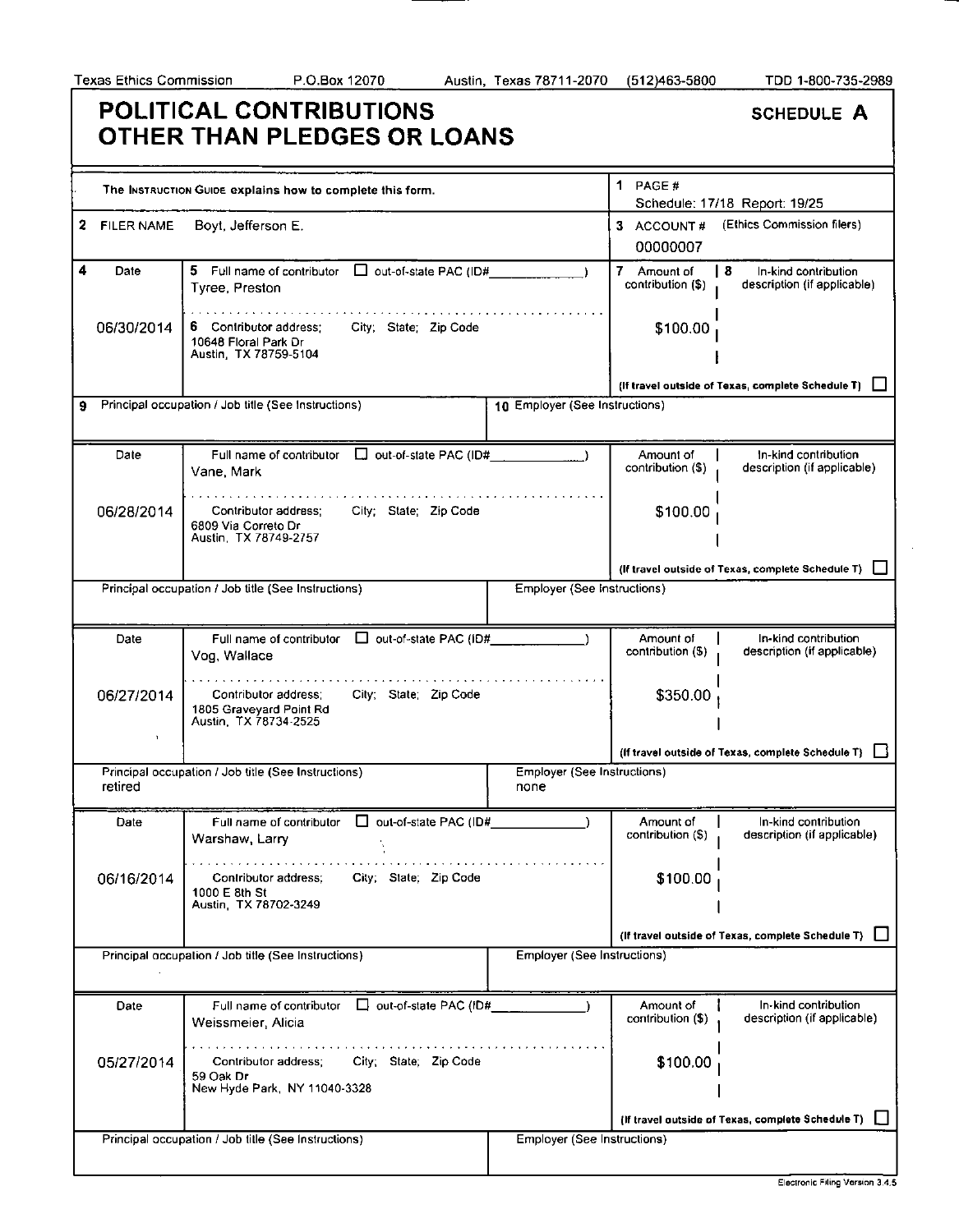Texas Ethics Commission P.O.Box 12070 Austin, Texas 78711-2070 (512)463-5800 TDD 1-800-735-2989

# POLITICAL CONTRIBUTIONS OTHER THAN PLEDGES OR LOANS

**SCHEDULE A**

The INSTRUCTION GUIDE explains how to complete this form.

1 PAGE # Schedule: 17/18 Report: 19/25

2 FILER NAME Boyt, Jefferson E.

3 ACCOUNT # (Ethics Commission filers) 00000007

| 4 Date | 5 Full name of contributor / 6 Contributor address; City; State; Zip Code | out-of-state PAC (ID#) | 7 Amount of contribution ($) | 8 In-kind contribution description (if applicable) | If travel outside of Texas, complete Schedule T | 9 Principal occupation / Job title (See Instructions) | 10 Employer (See Instructions) |
|---|---|---|---|---|---|---|---|
| 06/30/2014 | Tyree, Preston<br>10648 Floral Park Dr<br>Austin, TX 78759-5104 | ☐ | $100.00 | | ☐ | | |
| 06/28/2014 | Vane, Mark<br>6809 Via Correto Dr<br>Austin, TX 78749-2757 | ☐ | $100.00 | | ☐ | | |
| 06/27/2014 | Vog, Wallace<br>1805 Graveyard Point Rd<br>Austin, TX 78734-2525 | ☐ | $350.00 | | ☐ | retired | none |
| 06/16/2014 | Warshaw, Larry<br>1000 E 8th St<br>Austin, TX 78702-3249 | ☐ | $100.00 | | ☐ | | |
| 05/27/2014 | Weissmeier, Alicia<br>59 Oak Dr<br>New Hyde Park, NY 11040-3328 | ☐ | $100.00 | | ☐ | | |

Electronic Filing Version 3.4.5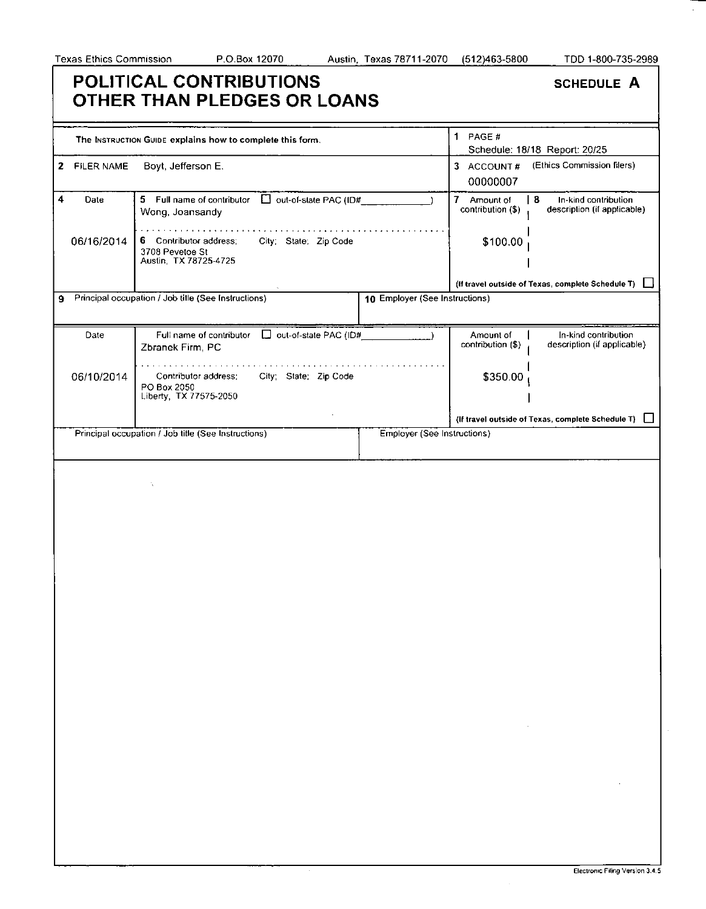Texas Ethics Commission P.O.Box 12070 Austin, Texas 78711-2070 (512)463-5800 TDD 1-800-735-2989

# POLITICAL CONTRIBUTIONS OTHER THAN PLEDGES OR LOANS

**SCHEDULE A**

The INSTRUCTION GUIDE explains how to complete this form.

1 PAGE #
Schedule: 18/18 Report: 20/25

2 FILER NAME: Boyt, Jefferson E.

3 ACCOUNT # (Ethics Commission filers): 00000007

| 4 Date | 5 Full name of contributor ☐ out-of-state PAC (ID#\_\_\_\_\_\_\_\_\_\_) / 6 Contributor address; City; State; Zip Code | 7 Amount of contribution ($) | 8 In-kind contribution description (if applicable) |
|---|---|---|---|
| 06/16/2014 | Wong, Joansandy<br>3708 Pevetoe St<br>Austin, TX 78725-4725 | $100.00 | |

(If travel outside of Texas, complete Schedule T) ☐

| 9 Principal occupation / Job title (See Instructions) | 10 Employer (See Instructions) |
|---|---|
| | |

| Date | Full name of contributor ☐ out-of-state PAC (ID#\_\_\_\_\_\_\_\_\_\_) / Contributor address; City; State; Zip Code | Amount of contribution ($) | In-kind contribution description (if applicable) |
|---|---|---|---|
| 06/10/2014 | Zbranek Firm, PC<br>PO Box 2050<br>Liberty, TX 77575-2050 | $350.00 | |

(If travel outside of Texas, complete Schedule T) ☐

| Principal occupation / Job title (See Instructions) | Employer (See Instructions) |
|---|---|
| | |

Electronic Filing Version 3.4.5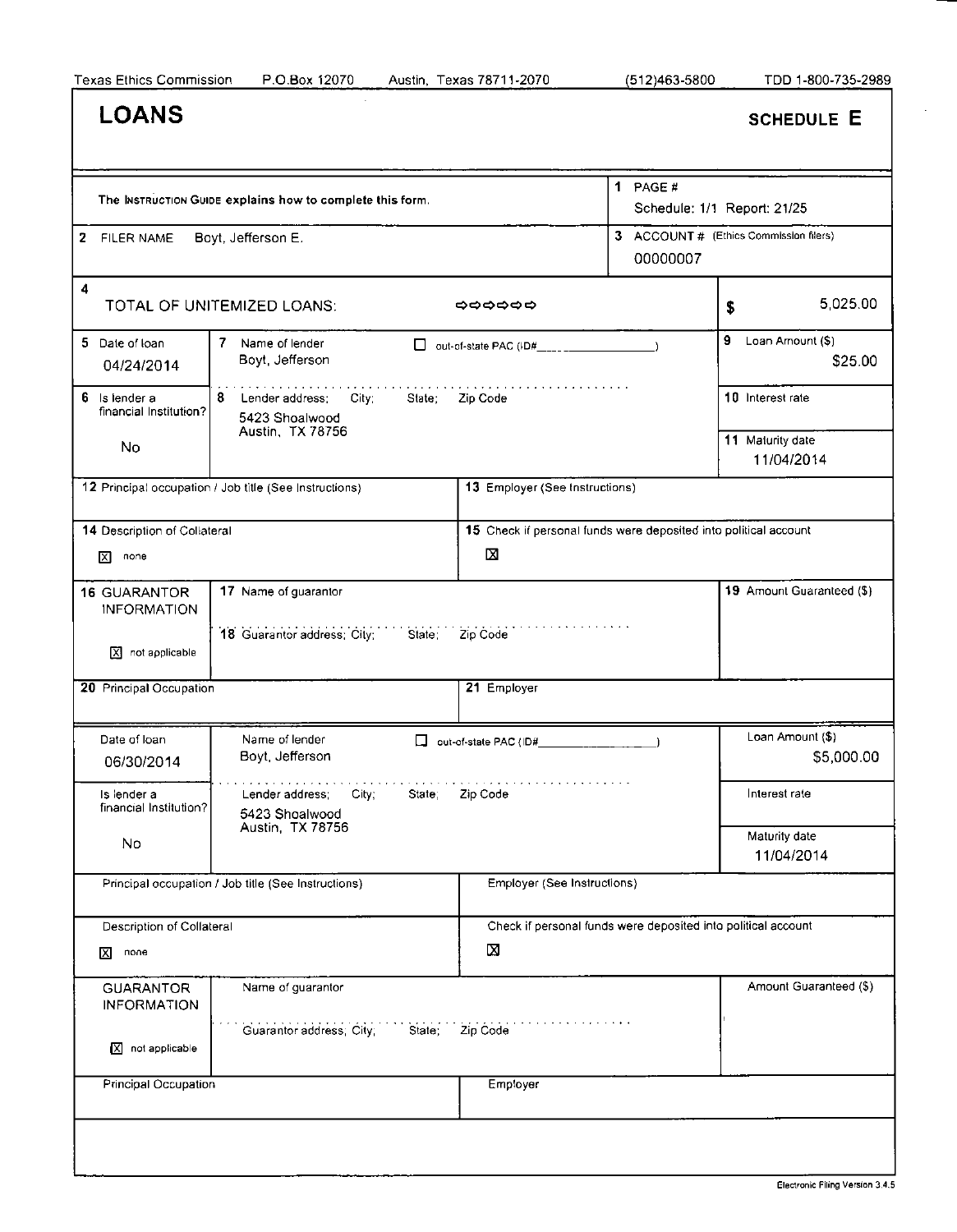Texas Ethics Commission P.O.Box 12070 Austin, Texas 78711-2070 (512)463-5800 TDD 1-800-735-2989

# LOANS

**SCHEDULE E**

The INSTRUCTION GUIDE explains how to complete this form.

**1** PAGE #
Schedule: 1/1 Report: 21/25

**2** FILER NAME Boyt, Jefferson E.

**3** ACCOUNT # (Ethics Commission filers)
00000007

**4** TOTAL OF UNITEMIZED LOANS: ⇨⇨⇨⇨⇨⇨ $ 5,025.00

| Field | Value |
|---|---|
| 5 Date of loan | 04/24/2014 |
| 7 Name of lender | Boyt, Jefferson |
| out-of-state PAC (ID#) | ☐ |
| 9 Loan Amount ($) | $25.00 |
| 6 Is lender a financial institution? | No |
| 8 Lender address; City; State; Zip Code | 5423 Shoalwood, Austin, TX 78756 |
| 10 Interest rate | |
| 11 Maturity date | 11/04/2014 |
| 12 Principal occupation / Job title (See Instructions) | |
| 13 Employer (See Instructions) | |
| 14 Description of Collateral | ☒ none |
| 15 Check if personal funds were deposited into political account | ☒ |
| 16 GUARANTOR INFORMATION | ☒ not applicable |
| 17 Name of guarantor | |
| 18 Guarantor address; City; State; Zip Code | |
| 19 Amount Guaranteed ($) | |
| 20 Principal Occupation | |
| 21 Employer | |

| Field | Value |
|---|---|
| Date of loan | 06/30/2014 |
| Name of lender | Boyt, Jefferson |
| out-of-state PAC (ID#) | ☐ |
| Loan Amount ($) | $5,000.00 |
| Is lender a financial institution? | No |
| Lender address; City; State; Zip Code | 5423 Shoalwood, Austin, TX 78756 |
| Interest rate | |
| Maturity date | 11/04/2014 |
| Principal occupation / Job title (See Instructions) | |
| Employer (See Instructions) | |
| Description of Collateral | ☒ none |
| Check if personal funds were deposited into political account | ☒ |
| GUARANTOR INFORMATION | ☒ not applicable |
| Name of guarantor | |
| Guarantor address; City; State; Zip Code | |
| Amount Guaranteed ($) | |
| Principal Occupation | |
| Employer | |

Electronic Filing Version 3.4.5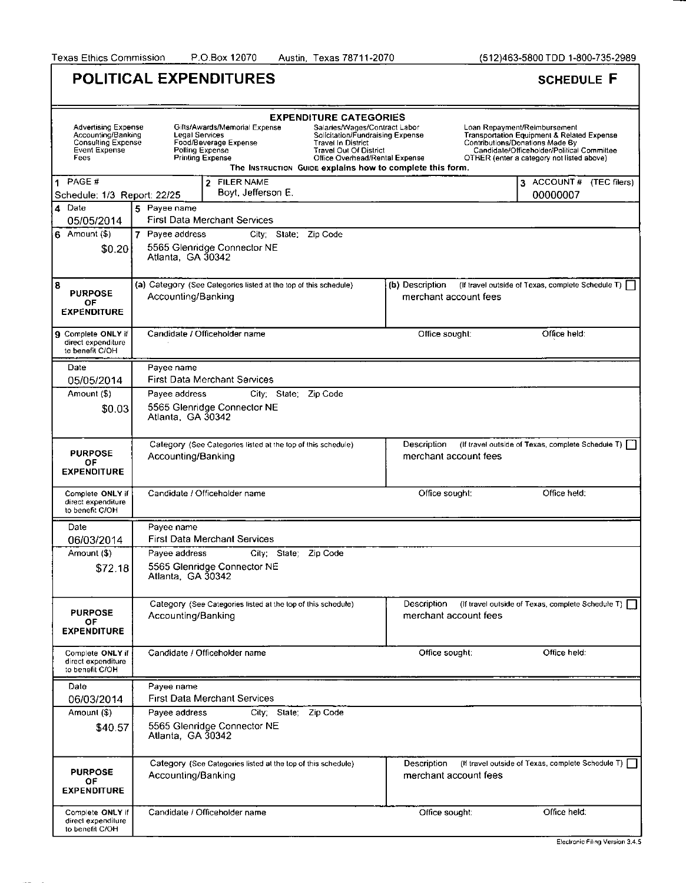Texas Ethics Commission P.O.Box 12070 Austin, Texas 78711-2070 (512)463-5800 TDD 1-800-735-2989

# POLITICAL EXPENDITURES

**SCHEDULE F**

**EXPENDITURE CATEGORIES**

| | | | |
|---|---|---|---|
| Advertising Expense | Gifts/Awards/Memorial Expense | Salaries/Wages/Contract Labor | Loan Repayment/Reimbursement |
| Accounting/Banking | Legal Services | Solicitation/Fundraising Expense | Transportation Equipment & Related Expense |
| Consulting Expense | Food/Beverage Expense | Travel In District | Contributions/Donations Made By Candidate/Officeholder/Political Committee |
| Event Expense | Polling Expense | Travel Out Of District | OTHER (enter a category not listed above) |
| Fees | Printing Expense | Office Overhead/Rental Expense | |

The INSTRUCTION GUIDE explains how to complete this form.

| 1 PAGE # | 2 FILER NAME | 3 ACCOUNT # (TEC filers) |
|---|---|---|
| Schedule: 1/3 Report: 22/25 | Boyt, Jefferson E. | 00000007 |

| 4 Date | 5 Payee name |
|---|---|
| 05/05/2014 | First Data Merchant Services |
| **6 Amount ($)** | **7 Payee address; City; State; Zip Code** |
| $0.20 | 5565 Glenridge Connector NE, Atlanta, GA 30342 |
| **8 PURPOSE OF EXPENDITURE** | (a) Category: Accounting/Banking — (b) Description: merchant account fees (If travel outside of Texas, complete Schedule T) ☐ |
| **9 Complete ONLY if direct expenditure to benefit C/OH** | Candidate / Officeholder name: — Office sought: — Office held: |

| Date | Payee name |
|---|---|
| 05/05/2014 | First Data Merchant Services |
| **Amount ($)** | **Payee address; City; State; Zip Code** |
| $0.03 | 5565 Glenridge Connector NE, Atlanta, GA 30342 |
| **PURPOSE OF EXPENDITURE** | Category: Accounting/Banking — Description: merchant account fees (If travel outside of Texas, complete Schedule T) ☐ |
| **Complete ONLY if direct expenditure to benefit C/OH** | Candidate / Officeholder name: — Office sought: — Office held: |

| Date | Payee name |
|---|---|
| 06/03/2014 | First Data Merchant Services |
| **Amount ($)** | **Payee address; City; State; Zip Code** |
| $72.18 | 5565 Glenridge Connector NE, Atlanta, GA 30342 |
| **PURPOSE OF EXPENDITURE** | Category: Accounting/Banking — Description: merchant account fees (If travel outside of Texas, complete Schedule T) ☐ |
| **Complete ONLY if direct expenditure to benefit C/OH** | Candidate / Officeholder name: — Office sought: — Office held: |

| Date | Payee name |
|---|---|
| 06/03/2014 | First Data Merchant Services |
| **Amount ($)** | **Payee address; City; State; Zip Code** |
| $40.57 | 5565 Glenridge Connector NE, Atlanta, GA 30342 |
| **PURPOSE OF EXPENDITURE** | Category: Accounting/Banking — Description: merchant account fees (If travel outside of Texas, complete Schedule T) ☐ |
| **Complete ONLY if direct expenditure to benefit C/OH** | Candidate / Officeholder name: — Office sought: — Office held: |

Electronic Filing Version 3.4.5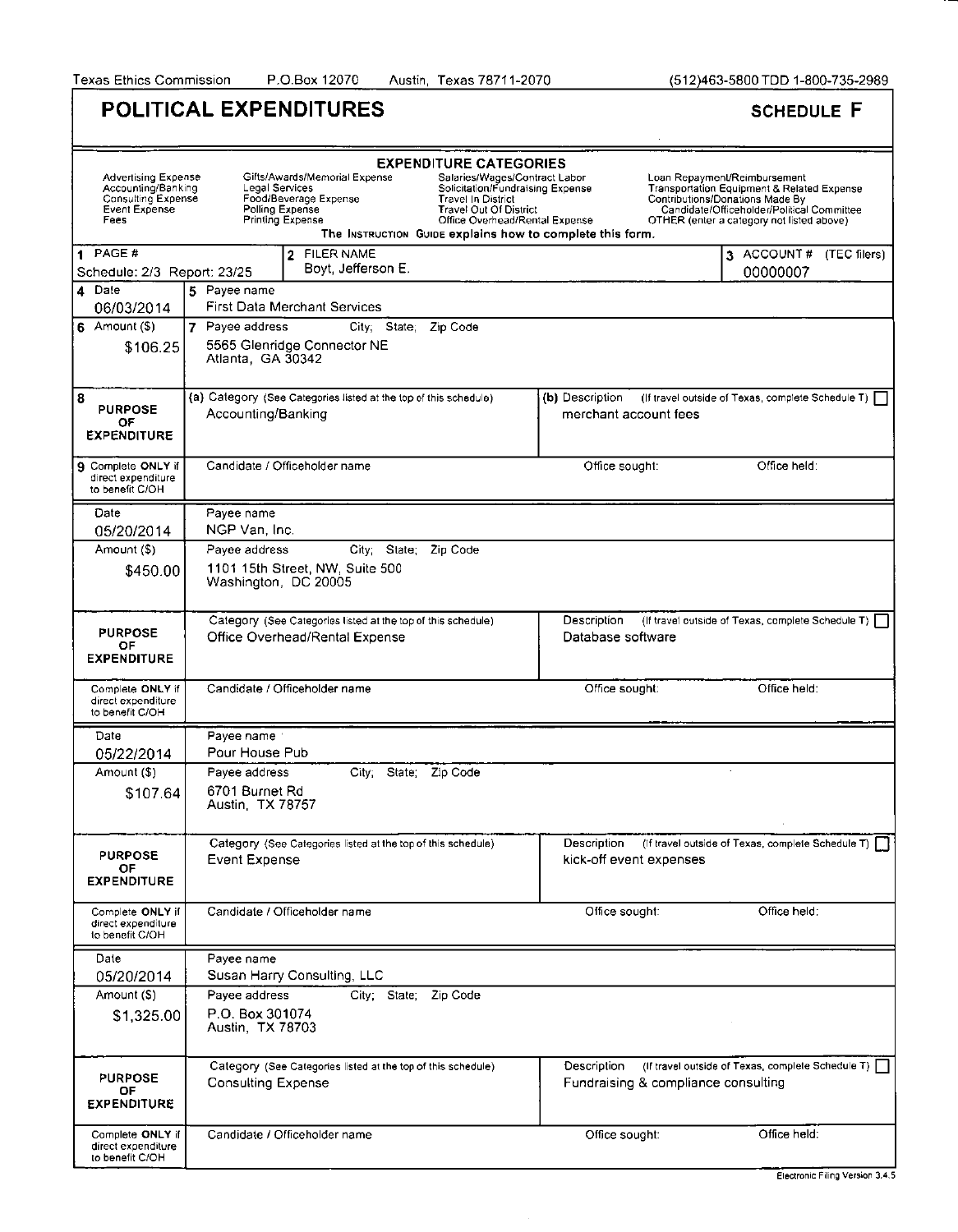Texas Ethics Commission P.O.Box 12070 Austin, Texas 78711-2070 (512)463-5800 TDD 1-800-735-2989

# POLITICAL EXPENDITURES

## SCHEDULE F

**EXPENDITURE CATEGORIES**

| | | | |
|---|---|---|---|
| Advertising Expense | Gifts/Awards/Memorial Expense | Salaries/Wages/Contract Labor | Loan Repayment/Reimbursement |
| Accounting/Banking | Legal Services | Solicitation/Fundraising Expense | Transportation Equipment & Related Expense |
| Consulting Expense | Food/Beverage Expense | Travel In District | Contributions/Donations Made By Candidate/Officeholder/Political Committee |
| Event Expense | Polling Expense | Travel Out Of District | |
| Fees | Printing Expense | Office Overhead/Rental Expense | OTHER (enter a category not listed above) |

The INSTRUCTION GUIDE explains how to complete this form.

| 1 PAGE # | 2 FILER NAME | 3 ACCOUNT # (TEC filers) |
|---|---|---|
| Schedule: 2/3 Report: 23/25 | Boyt, Jefferson E. | 00000007 |

| 4 Date | 5 Payee name |
|---|---|
| 06/03/2014 | First Data Merchant Services |
| **6 Amount ($)** | **7 Payee address** City; State; Zip Code |
| $106.25 | 5565 Glenridge Connector NE<br>Atlanta, GA 30342 |
| **8 PURPOSE OF EXPENDITURE** | (a) Category: Accounting/Banking — (b) Description: merchant account fees ☐ |
| **9 Complete ONLY if direct expenditure to benefit C/OH** | Candidate / Officeholder name: — Office sought: — Office held: |

| Date | Payee name |
|---|---|
| 05/20/2014 | NGP Van, Inc. |
| **Amount ($)** | **Payee address** City; State; Zip Code |
| $450.00 | 1101 15th Street, NW, Suite 500<br>Washington, DC 20005 |
| **PURPOSE OF EXPENDITURE** | Category: Office Overhead/Rental Expense — Description: Database software ☐ |
| **Complete ONLY if direct expenditure to benefit C/OH** | Candidate / Officeholder name: — Office sought: — Office held: |

| Date | Payee name |
|---|---|
| 05/22/2014 | Pour House Pub |
| **Amount ($)** | **Payee address** City; State; Zip Code |
| $107.64 | 6701 Burnet Rd<br>Austin, TX 78757 |
| **PURPOSE OF EXPENDITURE** | Category: Event Expense — Description: kick-off event expenses ☐ |
| **Complete ONLY if direct expenditure to benefit C/OH** | Candidate / Officeholder name: — Office sought: — Office held: |

| Date | Payee name |
|---|---|
| 05/20/2014 | Susan Harry Consulting, LLC |
| **Amount ($)** | **Payee address** City; State; Zip Code |
| $1,325.00 | P.O. Box 301074<br>Austin, TX 78703 |
| **PURPOSE OF EXPENDITURE** | Category: Consulting Expense — Description: Fundraising & compliance consulting ☐ |
| **Complete ONLY if direct expenditure to benefit C/OH** | Candidate / Officeholder name: — Office sought: — Office held: |

Electronic Filing Version 3.4.5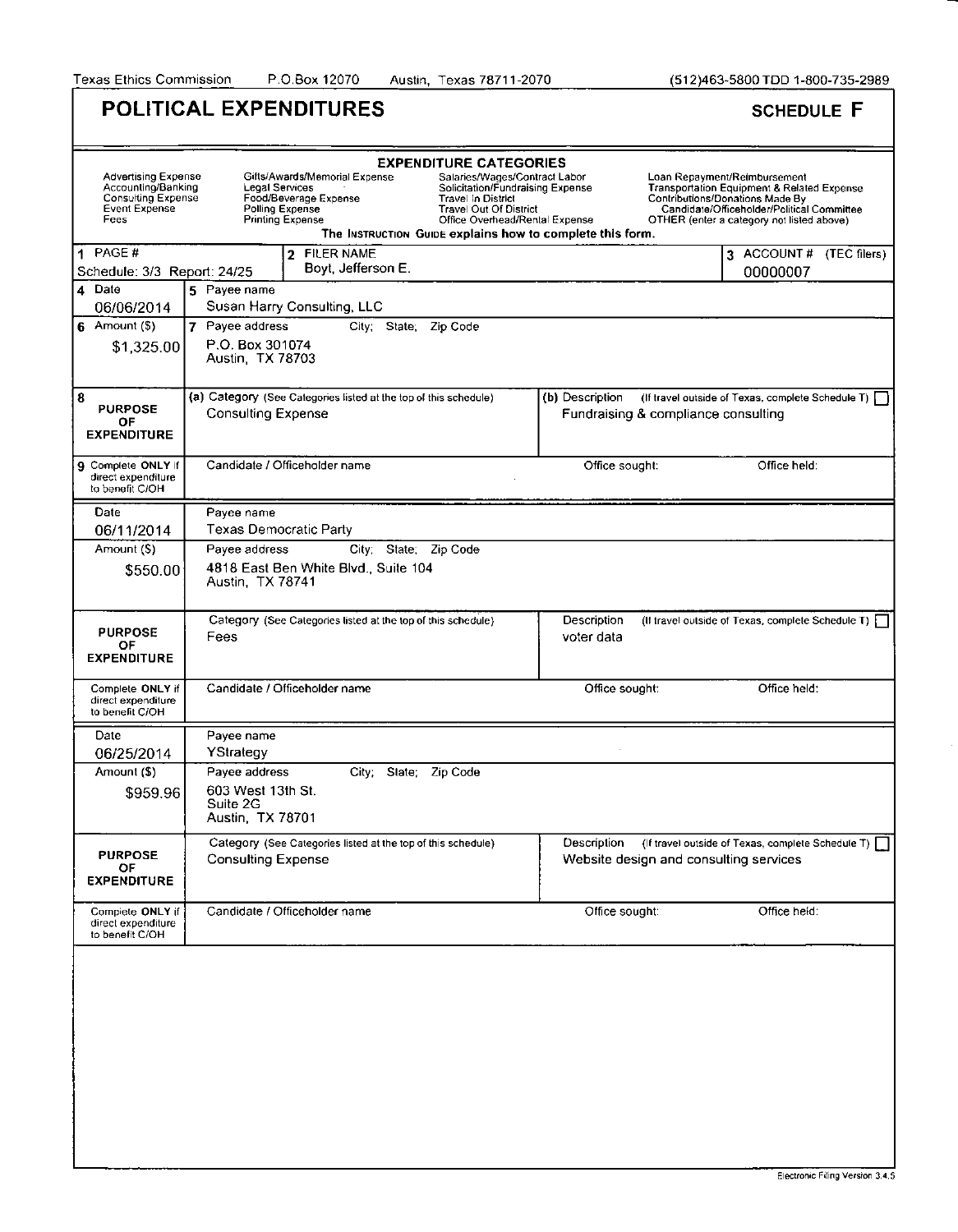Texas Ethics Commission P.O.Box 12070 Austin, Texas 78711-2070 (512)463-5800 TDD 1-800-735-2989

# POLITICAL EXPENDITURES

**SCHEDULE F**

**EXPENDITURE CATEGORIES**

| | | | |
|---|---|---|---|
| Advertising Expense | Gifts/Awards/Memorial Expense | Salaries/Wages/Contract Labor | Loan Repayment/Reimbursement |
| Accounting/Banking | Legal Services | Solicitation/Fundraising Expense | Transportation Equipment & Related Expense |
| Consulting Expense | Food/Beverage Expense | Travel In District | Contributions/Donations Made By Candidate/Officeholder/Political Committee |
| Event Expense | Polling Expense | Travel Out Of District | OTHER (enter a category not listed above) |
| Fees | Printing Expense | Office Overhead/Rental Expense | |

The INSTRUCTION GUIDE explains how to complete this form.

| 1 PAGE # | 2 FILER NAME | 3 ACCOUNT # (TEC filers) |
|---|---|---|
| Schedule: 3/3 Report: 24/25 | Boyt, Jefferson E. | 00000007 |

| 4 Date | 5 Payee name |
|---|---|
| 06/06/2014 | Susan Harry Consulting, LLC |
| **6 Amount ($)** | **7 Payee address City; State; Zip Code** |
| $1,325.00 | P.O. Box 301074<br>Austin, TX 78703 |
| **8 PURPOSE OF EXPENDITURE** | (a) Category: Consulting Expense<br>(b) Description: Fundraising & compliance consulting (If travel outside of Texas, complete Schedule T) ☐ |
| **9 Complete ONLY if direct expenditure to benefit C/OH** | Candidate / Officeholder name: Office sought: Office held: |

| Date | Payee name |
|---|---|
| 06/11/2014 | Texas Democratic Party |
| **Amount ($)** | **Payee address City; State; Zip Code** |
| $550.00 | 4818 East Ben White Blvd., Suite 104<br>Austin, TX 78741 |
| **PURPOSE OF EXPENDITURE** | Category: Fees<br>Description: voter data (If travel outside of Texas, complete Schedule T) ☐ |
| **Complete ONLY if direct expenditure to benefit C/OH** | Candidate / Officeholder name: Office sought: Office held: |

| Date | Payee name |
|---|---|
| 06/25/2014 | YStrategy |
| **Amount ($)** | **Payee address City; State; Zip Code** |
| $959.96 | 603 West 13th St.<br>Suite 2G<br>Austin, TX 78701 |
| **PURPOSE OF EXPENDITURE** | Category: Consulting Expense<br>Description: Website design and consulting services (If travel outside of Texas, complete Schedule T) ☐ |
| **Complete ONLY if direct expenditure to benefit C/OH** | Candidate / Officeholder name: Office sought: Office held: |

Electronic Filing Version 3.4.5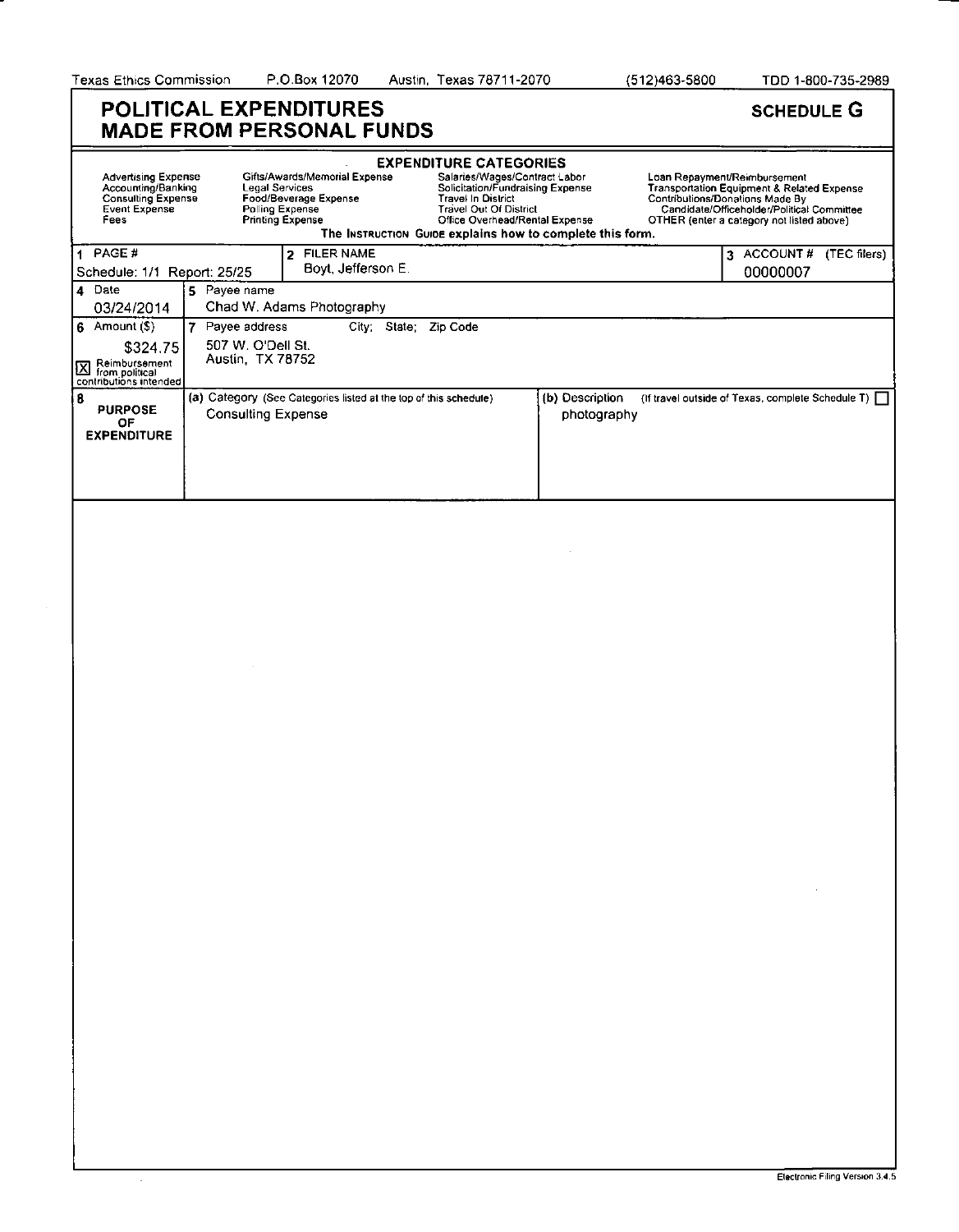Texas Ethics Commission P.O.Box 12070 Austin, Texas 78711-2070 (512)463-5800 TDD 1-800-735-2989

# POLITICAL EXPENDITURES MADE FROM PERSONAL FUNDS

**SCHEDULE G**

**EXPENDITURE CATEGORIES**

| | | | |
|---|---|---|---|
| Advertising Expense | Gifts/Awards/Memorial Expense | Salaries/Wages/Contract Labor | Loan Repayment/Reimbursement |
| Accounting/Banking | Legal Services | Solicitation/Fundraising Expense | Transportation Equipment & Related Expense |
| Consulting Expense | Food/Beverage Expense | Travel In District | Contributions/Donations Made By Candidate/Officeholder/Political Committee |
| Event Expense | Polling Expense | Travel Out Of District | OTHER (enter a category not listed above) |
| Fees | Printing Expense | Office Overhead/Rental Expense | |

**The Instruction Guide explains how to complete this form.**

| | | |
|---|---|---|
| 1 PAGE # Schedule: 1/1 Report: 25/25 | 2 FILER NAME Boyt, Jefferson E. | 3 ACCOUNT # (TEC filers) 00000007 |

| | |
|---|---|
| 4 Date 03/24/2014 | 5 Payee name Chad W. Adams Photography |
| 6 Amount ($) $324.75 [X] Reimbursement from political contributions intended | 7 Payee address; City; State; Zip Code 507 W. O'Dell St. Austin, TX 78752 |

| | | |
|---|---|---|
| 8 **PURPOSE OF EXPENDITURE** | (a) Category (See Categories listed at the top of this schedule) Consulting Expense | (b) Description (If travel outside of Texas, complete Schedule T) [ ] photography |

Electronic Filing Version 3.4.5